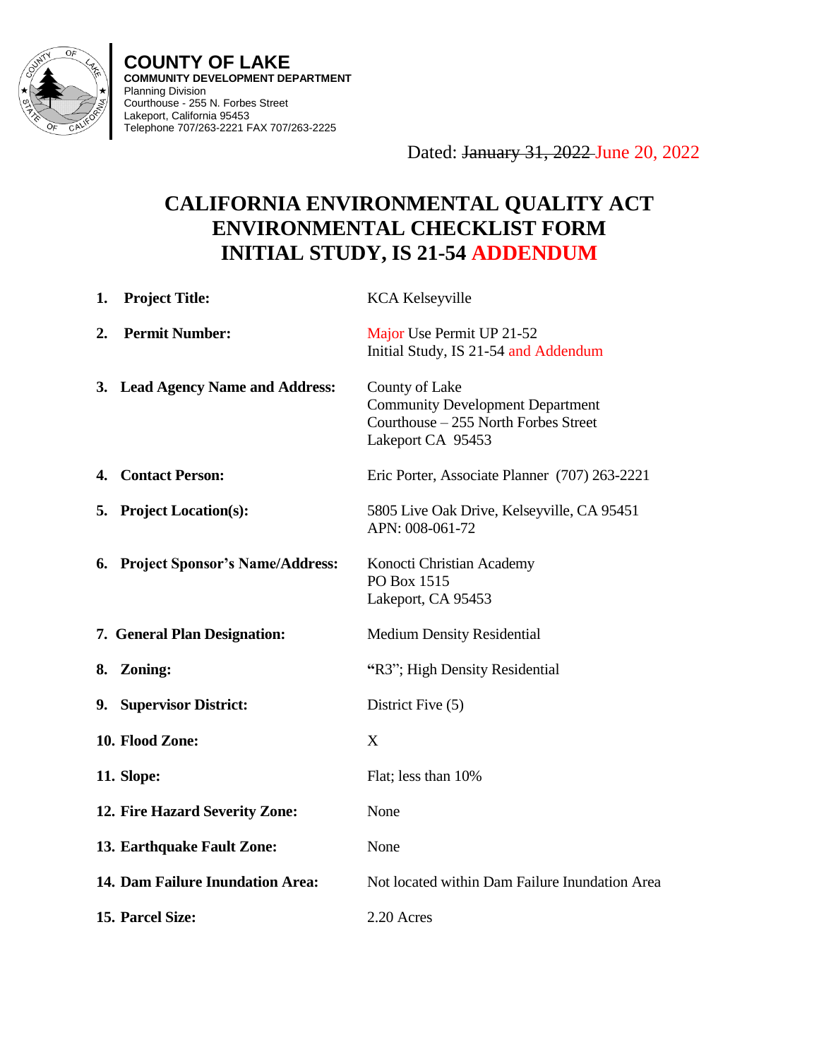**COUNTY OF LAKE**
**COMMUNITY DEVELOPMENT DEPARTMENT**
Planning Division
Courthouse - 255 N. Forbes Street
Lakeport, California 95453
Telephone 707/263-2221 FAX 707/263-2225

Dated: ~~January 31, 2022~~ June 20, 2022

# CALIFORNIA ENVIRONMENTAL QUALITY ACT ENVIRONMENTAL CHECKLIST FORM INITIAL STUDY, IS 21-54 ADDENDUM

| | |
|---|---|
| **1. Project Title:** | KCA Kelseyville |
| **2. Permit Number:** | Major Use Permit UP 21-52<br>Initial Study, IS 21-54 and Addendum |
| **3. Lead Agency Name and Address:** | County of Lake<br>Community Development Department<br>Courthouse – 255 North Forbes Street<br>Lakeport CA 95453 |
| **4. Contact Person:** | Eric Porter, Associate Planner (707) 263-2221 |
| **5. Project Location(s):** | 5805 Live Oak Drive, Kelseyville, CA 95451<br>APN: 008-061-72 |
| **6. Project Sponsor's Name/Address:** | Konocti Christian Academy<br>PO Box 1515<br>Lakeport, CA 95453 |
| **7. General Plan Designation:** | Medium Density Residential |
| **8. Zoning:** | "R3"; High Density Residential |
| **9. Supervisor District:** | District Five (5) |
| **10. Flood Zone:** | X |
| **11. Slope:** | Flat; less than 10% |
| **12. Fire Hazard Severity Zone:** | None |
| **13. Earthquake Fault Zone:** | None |
| **14. Dam Failure Inundation Area:** | Not located within Dam Failure Inundation Area |
| **15. Parcel Size:** | 2.20 Acres |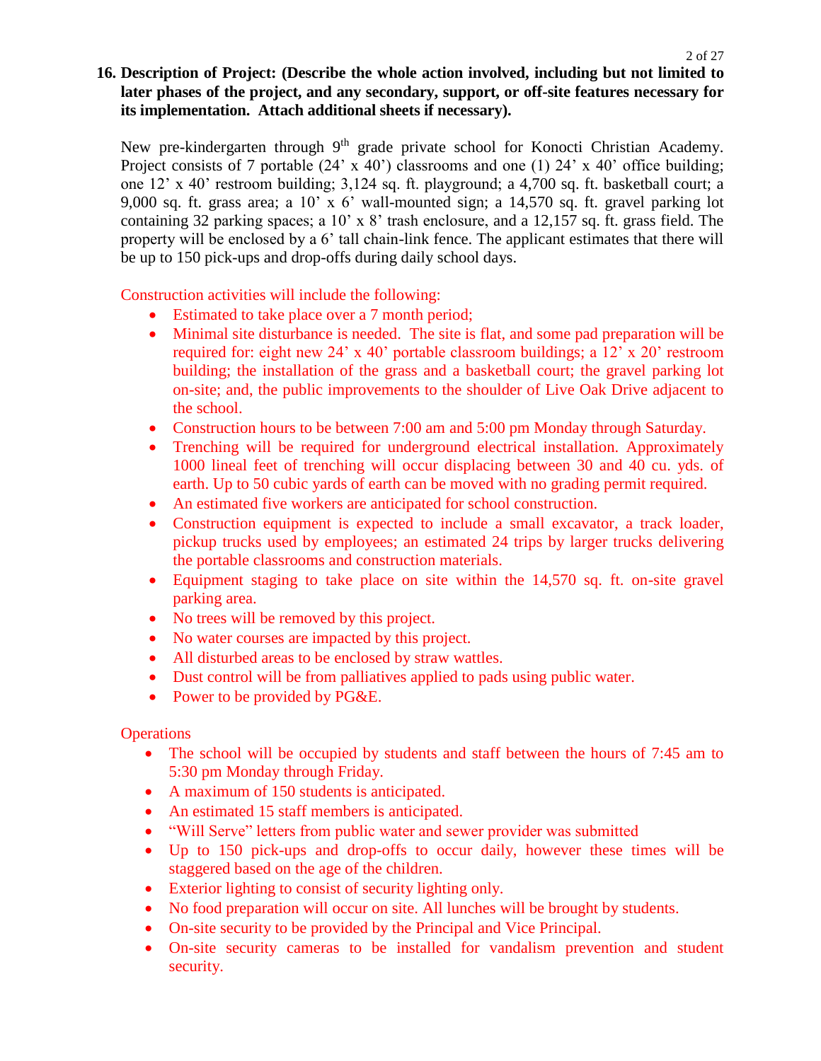**16. Description of Project: (Describe the whole action involved, including but not limited to later phases of the project, and any secondary, support, or off-site features necessary for its implementation. Attach additional sheets if necessary).**

New pre-kindergarten through 9th grade private school for Konocti Christian Academy. Project consists of 7 portable (24' x 40') classrooms and one (1) 24' x 40' office building; one 12' x 40' restroom building; 3,124 sq. ft. playground; a 4,700 sq. ft. basketball court; a 9,000 sq. ft. grass area; a 10' x 6' wall-mounted sign; a 14,570 sq. ft. gravel parking lot containing 32 parking spaces; a 10' x 8' trash enclosure, and a 12,157 sq. ft. grass field. The property will be enclosed by a 6' tall chain-link fence. The applicant estimates that there will be up to 150 pick-ups and drop-offs during daily school days.

Construction activities will include the following:

- Estimated to take place over a 7 month period;
- Minimal site disturbance is needed. The site is flat, and some pad preparation will be required for: eight new 24' x 40' portable classroom buildings; a 12' x 20' restroom building; the installation of the grass and a basketball court; the gravel parking lot on-site; and, the public improvements to the shoulder of Live Oak Drive adjacent to the school.
- Construction hours to be between 7:00 am and 5:00 pm Monday through Saturday.
- Trenching will be required for underground electrical installation. Approximately 1000 lineal feet of trenching will occur displacing between 30 and 40 cu. yds. of earth. Up to 50 cubic yards of earth can be moved with no grading permit required.
- An estimated five workers are anticipated for school construction.
- Construction equipment is expected to include a small excavator, a track loader, pickup trucks used by employees; an estimated 24 trips by larger trucks delivering the portable classrooms and construction materials.
- Equipment staging to take place on site within the 14,570 sq. ft. on-site gravel parking area.
- No trees will be removed by this project.
- No water courses are impacted by this project.
- All disturbed areas to be enclosed by straw wattles.
- Dust control will be from palliatives applied to pads using public water.
- Power to be provided by PG&E.

Operations

- The school will be occupied by students and staff between the hours of 7:45 am to 5:30 pm Monday through Friday.
- A maximum of 150 students is anticipated.
- An estimated 15 staff members is anticipated.
- "Will Serve" letters from public water and sewer provider was submitted
- Up to 150 pick-ups and drop-offs to occur daily, however these times will be staggered based on the age of the children.
- Exterior lighting to consist of security lighting only.
- No food preparation will occur on site. All lunches will be brought by students.
- On-site security to be provided by the Principal and Vice Principal.
- On-site security cameras to be installed for vandalism prevention and student security.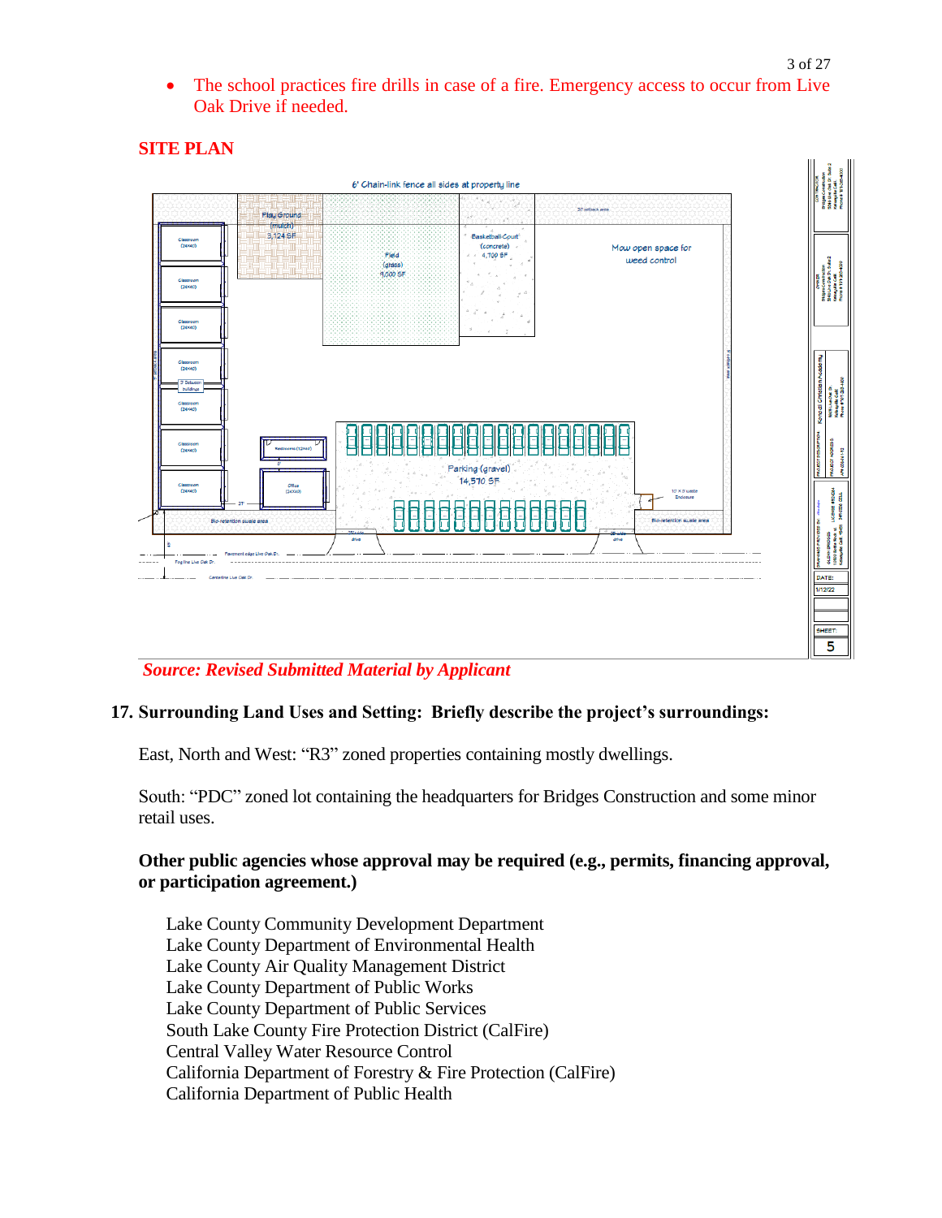- The school practices fire drills in case of a fire. Emergency access to occur from Live Oak Drive if needed.

**SITE PLAN**

*Source: Revised Submitted Material by Applicant*

### 17. Surrounding Land Uses and Setting: Briefly describe the project's surroundings:

East, North and West: "R3" zoned properties containing mostly dwellings.

South: "PDC" zoned lot containing the headquarters for Bridges Construction and some minor retail uses.

**Other public agencies whose approval may be required (e.g., permits, financing approval, or participation agreement.)**

Lake County Community Development Department
Lake County Department of Environmental Health
Lake County Air Quality Management District
Lake County Department of Public Works
Lake County Department of Public Services
South Lake County Fire Protection District (CalFire)
Central Valley Water Resource Control
California Department of Forestry & Fire Protection (CalFire)
California Department of Public Health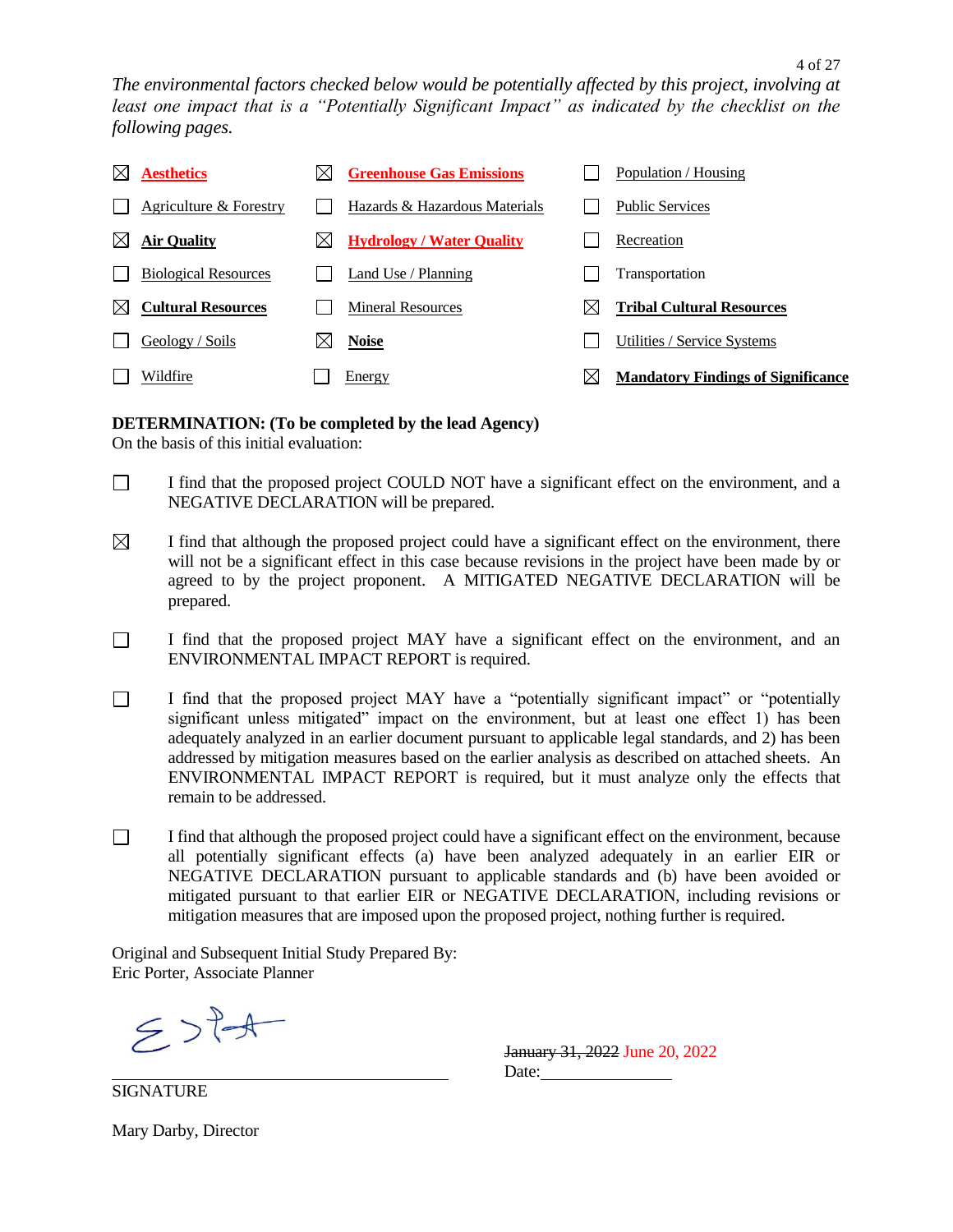*The environmental factors checked below would be potentially affected by this project, involving at least one impact that is a "Potentially Significant Impact" as indicated by the checklist on the following pages.*

| | | |
|---|---|---|
| ☒ **Aesthetics** | ☒ **Greenhouse Gas Emissions** | ☐ Population / Housing |
| ☐ Agriculture & Forestry | ☐ Hazards & Hazardous Materials | ☐ Public Services |
| ☒ **Air Quality** | ☒ **Hydrology / Water Quality** | ☐ Recreation |
| ☐ Biological Resources | ☐ Land Use / Planning | ☐ Transportation |
| ☒ **Cultural Resources** | ☐ Mineral Resources | ☒ **Tribal Cultural Resources** |
| ☐ Geology / Soils | ☒ **Noise** | ☐ Utilities / Service Systems |
| ☐ Wildfire | ☐ Energy | ☒ **Mandatory Findings of Significance** |

**DETERMINATION: (To be completed by the lead Agency)**
On the basis of this initial evaluation:

☐ I find that the proposed project COULD NOT have a significant effect on the environment, and a NEGATIVE DECLARATION will be prepared.

☒ I find that although the proposed project could have a significant effect on the environment, there will not be a significant effect in this case because revisions in the project have been made by or agreed to by the project proponent. A MITIGATED NEGATIVE DECLARATION will be prepared.

☐ I find that the proposed project MAY have a significant effect on the environment, and an ENVIRONMENTAL IMPACT REPORT is required.

☐ I find that the proposed project MAY have a "potentially significant impact" or "potentially significant unless mitigated" impact on the environment, but at least one effect 1) has been adequately analyzed in an earlier document pursuant to applicable legal standards, and 2) has been addressed by mitigation measures based on the earlier analysis as described on attached sheets. An ENVIRONMENTAL IMPACT REPORT is required, but it must analyze only the effects that remain to be addressed.

☐ I find that although the proposed project could have a significant effect on the environment, because all potentially significant effects (a) have been analyzed adequately in an earlier EIR or NEGATIVE DECLARATION pursuant to applicable standards and (b) have been avoided or mitigated pursuant to that earlier EIR or NEGATIVE DECLARATION, including revisions or mitigation measures that are imposed upon the proposed project, nothing further is required.

Original and Subsequent Initial Study Prepared By:
Eric Porter, Associate Planner

SIGNATURE

~~January 31, 2022~~ June 20, 2022
Date:

Mary Darby, Director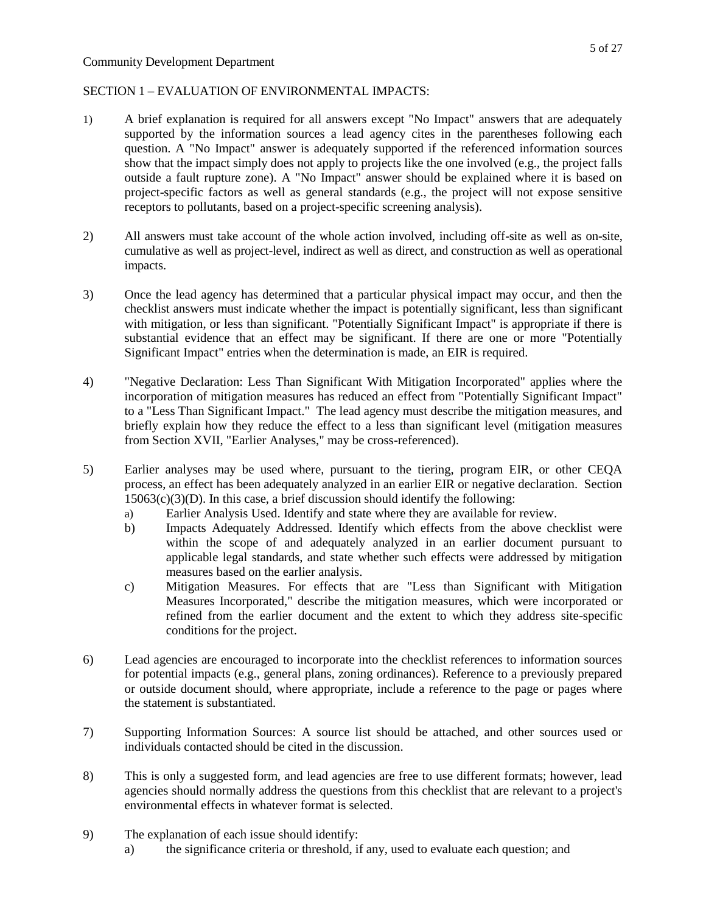Community Development Department

SECTION 1 – EVALUATION OF ENVIRONMENTAL IMPACTS:

1) A brief explanation is required for all answers except "No Impact" answers that are adequately supported by the information sources a lead agency cites in the parentheses following each question. A "No Impact" answer is adequately supported if the referenced information sources show that the impact simply does not apply to projects like the one involved (e.g., the project falls outside a fault rupture zone). A "No Impact" answer should be explained where it is based on project-specific factors as well as general standards (e.g., the project will not expose sensitive receptors to pollutants, based on a project-specific screening analysis).

2) All answers must take account of the whole action involved, including off-site as well as on-site, cumulative as well as project-level, indirect as well as direct, and construction as well as operational impacts.

3) Once the lead agency has determined that a particular physical impact may occur, and then the checklist answers must indicate whether the impact is potentially significant, less than significant with mitigation, or less than significant. "Potentially Significant Impact" is appropriate if there is substantial evidence that an effect may be significant. If there are one or more "Potentially Significant Impact" entries when the determination is made, an EIR is required.

4) "Negative Declaration: Less Than Significant With Mitigation Incorporated" applies where the incorporation of mitigation measures has reduced an effect from "Potentially Significant Impact" to a "Less Than Significant Impact." The lead agency must describe the mitigation measures, and briefly explain how they reduce the effect to a less than significant level (mitigation measures from Section XVII, "Earlier Analyses," may be cross-referenced).

5) Earlier analyses may be used where, pursuant to the tiering, program EIR, or other CEQA process, an effect has been adequately analyzed in an earlier EIR or negative declaration. Section 15063(c)(3)(D). In this case, a brief discussion should identify the following:
   a) Earlier Analysis Used. Identify and state where they are available for review.
   b) Impacts Adequately Addressed. Identify which effects from the above checklist were within the scope of and adequately analyzed in an earlier document pursuant to applicable legal standards, and state whether such effects were addressed by mitigation measures based on the earlier analysis.
   c) Mitigation Measures. For effects that are "Less than Significant with Mitigation Measures Incorporated," describe the mitigation measures, which were incorporated or refined from the earlier document and the extent to which they address site-specific conditions for the project.

6) Lead agencies are encouraged to incorporate into the checklist references to information sources for potential impacts (e.g., general plans, zoning ordinances). Reference to a previously prepared or outside document should, where appropriate, include a reference to the page or pages where the statement is substantiated.

7) Supporting Information Sources: A source list should be attached, and other sources used or individuals contacted should be cited in the discussion.

8) This is only a suggested form, and lead agencies are free to use different formats; however, lead agencies should normally address the questions from this checklist that are relevant to a project's environmental effects in whatever format is selected.

9) The explanation of each issue should identify:
   a) the significance criteria or threshold, if any, used to evaluate each question; and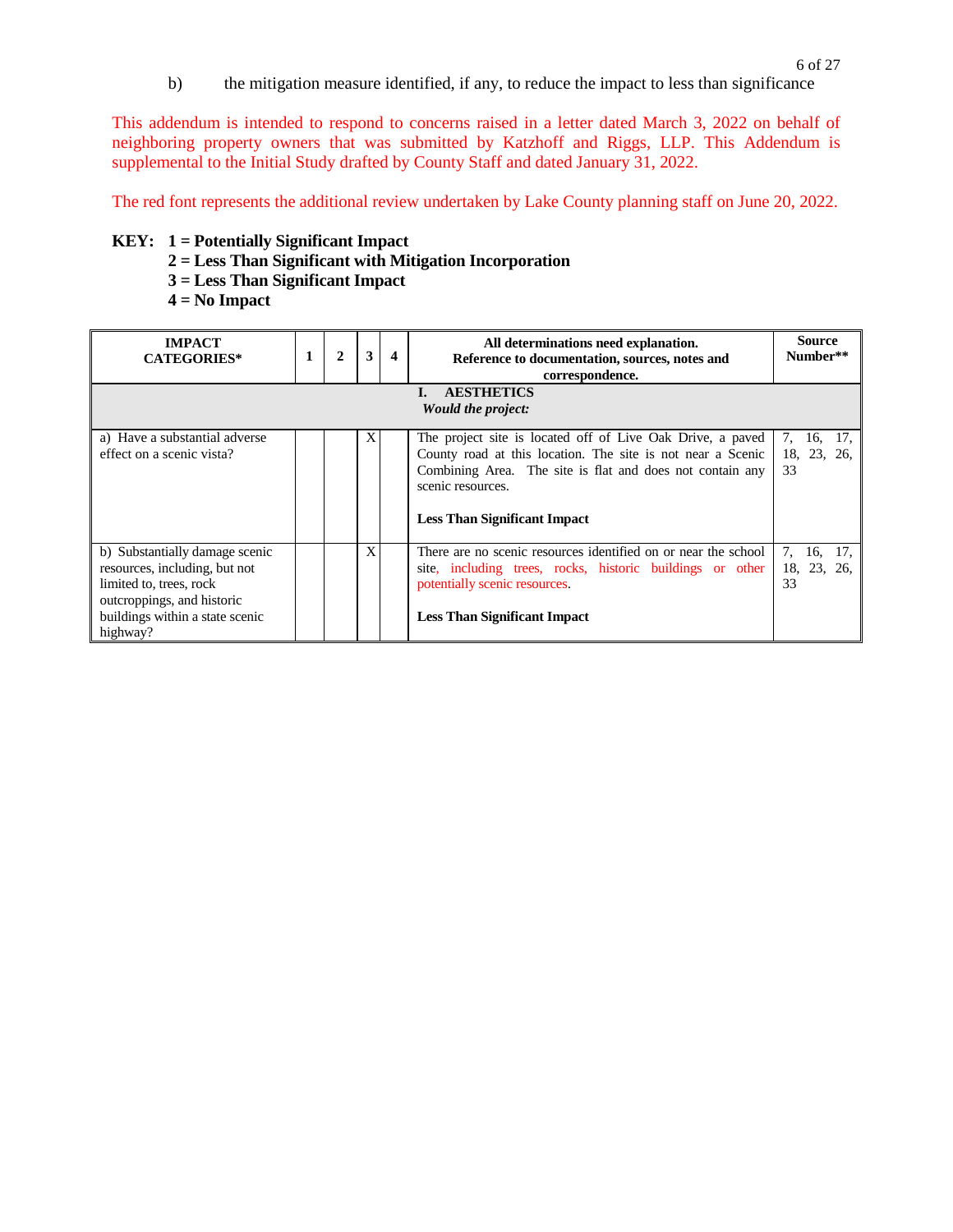b) the mitigation measure identified, if any, to reduce the impact to less than significance

This addendum is intended to respond to concerns raised in a letter dated March 3, 2022 on behalf of neighboring property owners that was submitted by Katzhoff and Riggs, LLP. This Addendum is supplemental to the Initial Study drafted by County Staff and dated January 31, 2022.

The red font represents the additional review undertaken by Lake County planning staff on June 20, 2022.

**KEY: 1 = Potentially Significant Impact**
**2 = Less Than Significant with Mitigation Incorporation**
**3 = Less Than Significant Impact**
**4 = No Impact**

| IMPACT CATEGORIES* | 1 | 2 | 3 | 4 | All determinations need explanation. Reference to documentation, sources, notes and correspondence. | Source Number** |
|---|---|---|---|---|---|---|
| | | | | | **I. AESTHETICS** *Would the project:* | |
| a) Have a substantial adverse effect on a scenic vista? | | | X | | The project site is located off of Live Oak Drive, a paved County road at this location. The site is not near a Scenic Combining Area. The site is flat and does not contain any scenic resources. **Less Than Significant Impact** | 7, 16, 17, 18, 23, 26, 33 |
| b) Substantially damage scenic resources, including, but not limited to, trees, rock outcroppings, and historic buildings within a state scenic highway? | | | X | | There are no scenic resources identified on or near the school site, including trees, rocks, historic buildings or other potentially scenic resources. **Less Than Significant Impact** | 7, 16, 17, 18, 23, 26, 33 |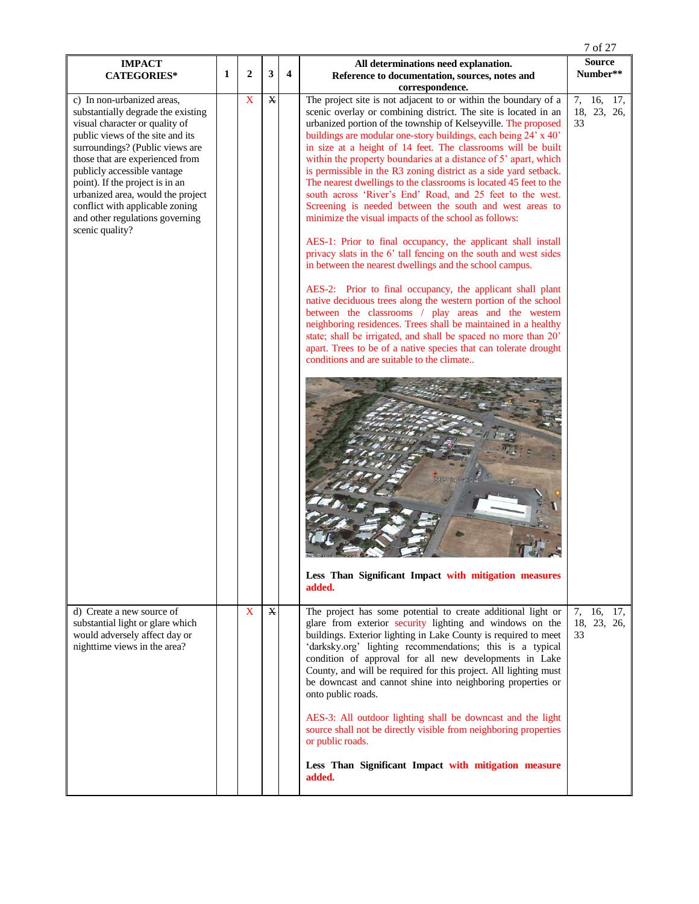| IMPACT CATEGORIES* | 1 | 2 | 3 | 4 | All determinations need explanation. Reference to documentation, sources, notes and correspondence. | Source Number** |
|---|---|---|---|---|---|---|
| c) In non-urbanized areas, substantially degrade the existing visual character or quality of public views of the site and its surroundings? (Public views are those that are experienced from publicly accessible vantage point). If the project is in an urbanized area, would the project conflict with applicable zoning and other regulations governing scenic quality? | | X | ~~X~~ | | The project site is not adjacent to or within the boundary of a scenic overlay or combining district. The site is located in an urbanized portion of the township of Kelseyville. The proposed buildings are modular one-story buildings, each being 24' x 40' in size at a height of 14 feet. The classrooms will be built within the property boundaries at a distance of 5' apart, which is permissible in the R3 zoning district as a side yard setback. The nearest dwellings to the classrooms is located 45 feet to the south across 'River's End' Road, and 25 feet to the west. Screening is needed between the south and west areas to minimize the visual impacts of the school as follows:<br><br>AES-1: Prior to final occupancy, the applicant shall install privacy slats in the 6' tall fencing on the south and west sides in between the nearest dwellings and the school campus.<br><br>AES-2: Prior to final occupancy, the applicant shall plant native deciduous trees along the western portion of the school between the classrooms / play areas and the western neighboring residences. Trees shall be maintained in a healthy state; shall be irrigated, and shall be spaced no more than 20' apart. Trees to be of a native species that can tolerate drought conditions and are suitable to the climate..<br><br>**Less Than Significant Impact with mitigation measures added.** | 7, 16, 17, 18, 23, 26, 33 |
| d) Create a new source of substantial light or glare which would adversely affect day or nighttime views in the area? | | X | ~~X~~ | | The project has some potential to create additional light or glare from exterior security lighting and windows on the buildings. Exterior lighting in Lake County is required to meet 'darksky.org' lighting recommendations; this is a typical condition of approval for all new developments in Lake County, and will be required for this project. All lighting must be downcast and cannot shine into neighboring properties or onto public roads.<br><br>AES-3: All outdoor lighting shall be downcast and the light source shall not be directly visible from neighboring properties or public roads.<br><br>**Less Than Significant Impact with mitigation measure added.** | 7, 16, 17, 18, 23, 26, 33 |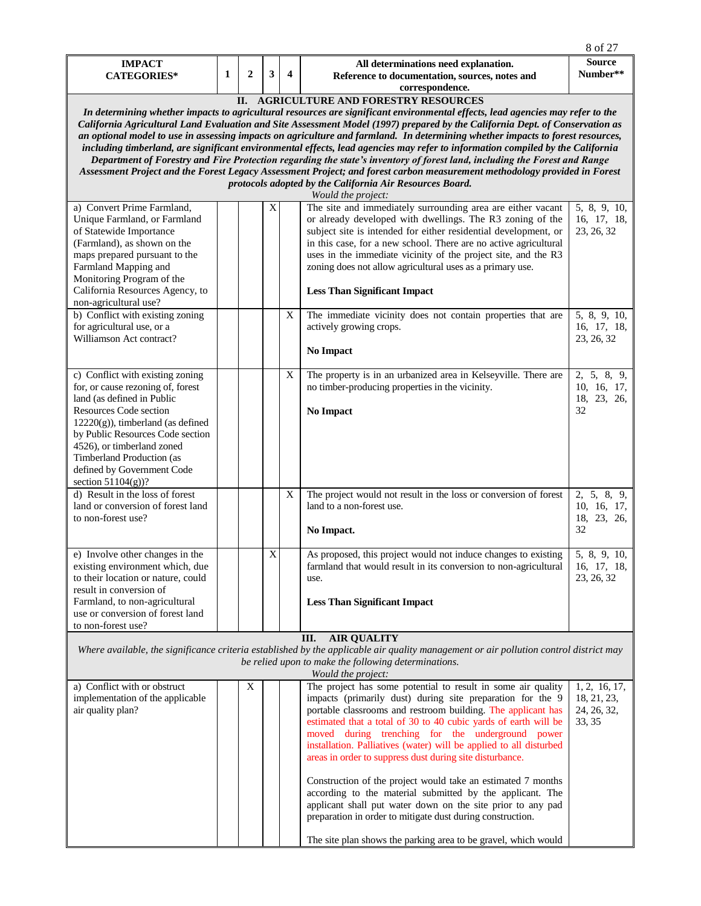| IMPACT CATEGORIES* | 1 | 2 | 3 | 4 | All determinations need explanation. Reference to documentation, sources, notes and correspondence. | Source Number** |
|---|---|---|---|---|---|---|
| **II. AGRICULTURE AND FORESTRY RESOURCES** *In determining whether impacts to agricultural resources are significant environmental effects, lead agencies may refer to the California Agricultural Land Evaluation and Site Assessment Model (1997) prepared by the California Dept. of Conservation as an optional model to use in assessing impacts on agriculture and farmland. In determining whether impacts to forest resources, including timberland, are significant environmental effects, lead agencies may refer to information compiled by the California Department of Forestry and Fire Protection regarding the state's inventory of forest land, including the Forest and Range Assessment Project and the Forest Legacy Assessment Project; and forest carbon measurement methodology provided in Forest protocols adopted by the California Air Resources Board.* *Would the project:* | | | | | | |
| a) Convert Prime Farmland, Unique Farmland, or Farmland of Statewide Importance (Farmland), as shown on the maps prepared pursuant to the Farmland Mapping and Monitoring Program of the California Resources Agency, to non-agricultural use? | | | X | | The site and immediately surrounding area are either vacant or already developed with dwellings. The R3 zoning of the subject site is intended for either residential development, or in this case, for a new school. There are no active agricultural uses in the immediate vicinity of the project site, and the R3 zoning does not allow agricultural uses as a primary use. **Less Than Significant Impact** | 5, 8, 9, 10, 16, 17, 18, 23, 26, 32 |
| b) Conflict with existing zoning for agricultural use, or a Williamson Act contract? | | | | X | The immediate vicinity does not contain properties that are actively growing crops. **No Impact** | 5, 8, 9, 10, 16, 17, 18, 23, 26, 32 |
| c) Conflict with existing zoning for, or cause rezoning of, forest land (as defined in Public Resources Code section 12220(g)), timberland (as defined by Public Resources Code section 4526), or timberland zoned Timberland Production (as defined by Government Code section 51104(g))? | | | | X | The property is in an urbanized area in Kelseyville. There are no timber-producing properties in the vicinity. **No Impact** | 2, 5, 8, 9, 10, 16, 17, 18, 23, 26, 32 |
| d) Result in the loss of forest land or conversion of forest land to non-forest use? | | | | X | The project would not result in the loss or conversion of forest land to a non-forest use. **No Impact.** | 2, 5, 8, 9, 10, 16, 17, 18, 23, 26, 32 |
| e) Involve other changes in the existing environment which, due to their location or nature, could result in conversion of Farmland, to non-agricultural use or conversion of forest land to non-forest use? | | | X | | As proposed, this project would not induce changes to existing farmland that would result in its conversion to non-agricultural use. **Less Than Significant Impact** | 5, 8, 9, 10, 16, 17, 18, 23, 26, 32 |
| **III. AIR QUALITY** *Where available, the significance criteria established by the applicable air quality management or air pollution control district may be relied upon to make the following determinations.* *Would the project:* | | | | | | |
| a) Conflict with or obstruct implementation of the applicable air quality plan? | | X | | | The project has some potential to result in some air quality impacts (primarily dust) during site preparation for the 9 portable classrooms and restroom building. The applicant has estimated that a total of 30 to 40 cubic yards of earth will be moved during trenching for the underground power installation. Palliatives (water) will be applied to all disturbed areas in order to suppress dust during site disturbance. Construction of the project would take an estimated 7 months according to the material submitted by the applicant. The applicant shall put water down on the site prior to any pad preparation in order to mitigate dust during construction. The site plan shows the parking area to be gravel, which would | 1, 2, 16, 17, 18, 21, 23, 24, 26, 32, 33, 35 |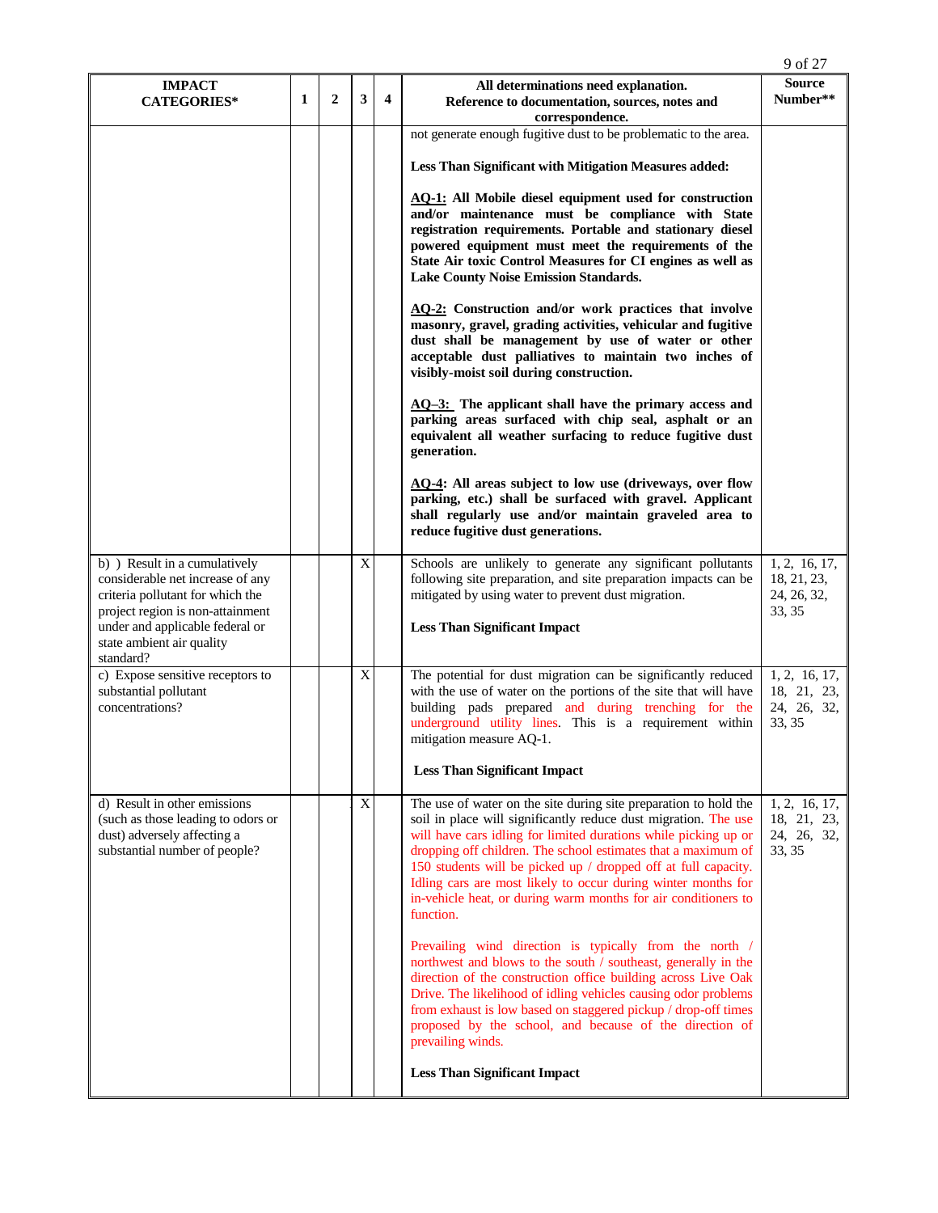| IMPACT CATEGORIES* | 1 | 2 | 3 | 4 | All determinations need explanation. Reference to documentation, sources, notes and correspondence. | Source Number** |
|---|---|---|---|---|---|---|
| | | | | | not generate enough fugitive dust to be problematic to the area.<br><br>**Less Than Significant with Mitigation Measures added:**<br><br>**<u>AQ-1:</u> All Mobile diesel equipment used for construction and/or maintenance must be compliance with State registration requirements. Portable and stationary diesel powered equipment must meet the requirements of the State Air toxic Control Measures for CI engines as well as Lake County Noise Emission Standards.**<br><br>**<u>AQ-2:</u> Construction and/or work practices that involve masonry, gravel, grading activities, vehicular and fugitive dust shall be management by use of water or other acceptable dust palliatives to maintain two inches of visibly-moist soil during construction.**<br><br>**<u>AQ–3:</u> The applicant shall have the primary access and parking areas surfaced with chip seal, asphalt or an equivalent all weather surfacing to reduce fugitive dust generation.**<br><br>**<u>AQ-4</u>: All areas subject to low use (driveways, over flow parking, etc.) shall be surfaced with gravel. Applicant shall regularly use and/or maintain graveled area to reduce fugitive dust generations.** | |
| b) ) Result in a cumulatively considerable net increase of any criteria pollutant for which the project region is non-attainment under and applicable federal or state ambient air quality standard? | | | X | | Schools are unlikely to generate any significant pollutants following site preparation, and site preparation impacts can be mitigated by using water to prevent dust migration.<br><br>**Less Than Significant Impact** | 1, 2, 16, 17, 18, 21, 23, 24, 26, 32, 33, 35 |
| c) Expose sensitive receptors to substantial pollutant concentrations? | | | X | | The potential for dust migration can be significantly reduced with the use of water on the portions of the site that will have building pads prepared and during trenching for the underground utility lines. This is a requirement within mitigation measure AQ-1.<br><br>**Less Than Significant Impact** | 1, 2, 16, 17, 18, 21, 23, 24, 26, 32, 33, 35 |
| d) Result in other emissions (such as those leading to odors or dust) adversely affecting a substantial number of people? | | | X | | The use of water on the site during site preparation to hold the soil in place will significantly reduce dust migration. The use will have cars idling for limited durations while picking up or dropping off children. The school estimates that a maximum of 150 students will be picked up / dropped off at full capacity. Idling cars are most likely to occur during winter months for in-vehicle heat, or during warm months for air conditioners to function.<br><br>Prevailing wind direction is typically from the north / northwest and blows to the south / southeast, generally in the direction of the construction office building across Live Oak Drive. The likelihood of idling vehicles causing odor problems from exhaust is low based on staggered pickup / drop-off times proposed by the school, and because of the direction of prevailing winds.<br><br>**Less Than Significant Impact** | 1, 2, 16, 17, 18, 21, 23, 24, 26, 32, 33, 35 |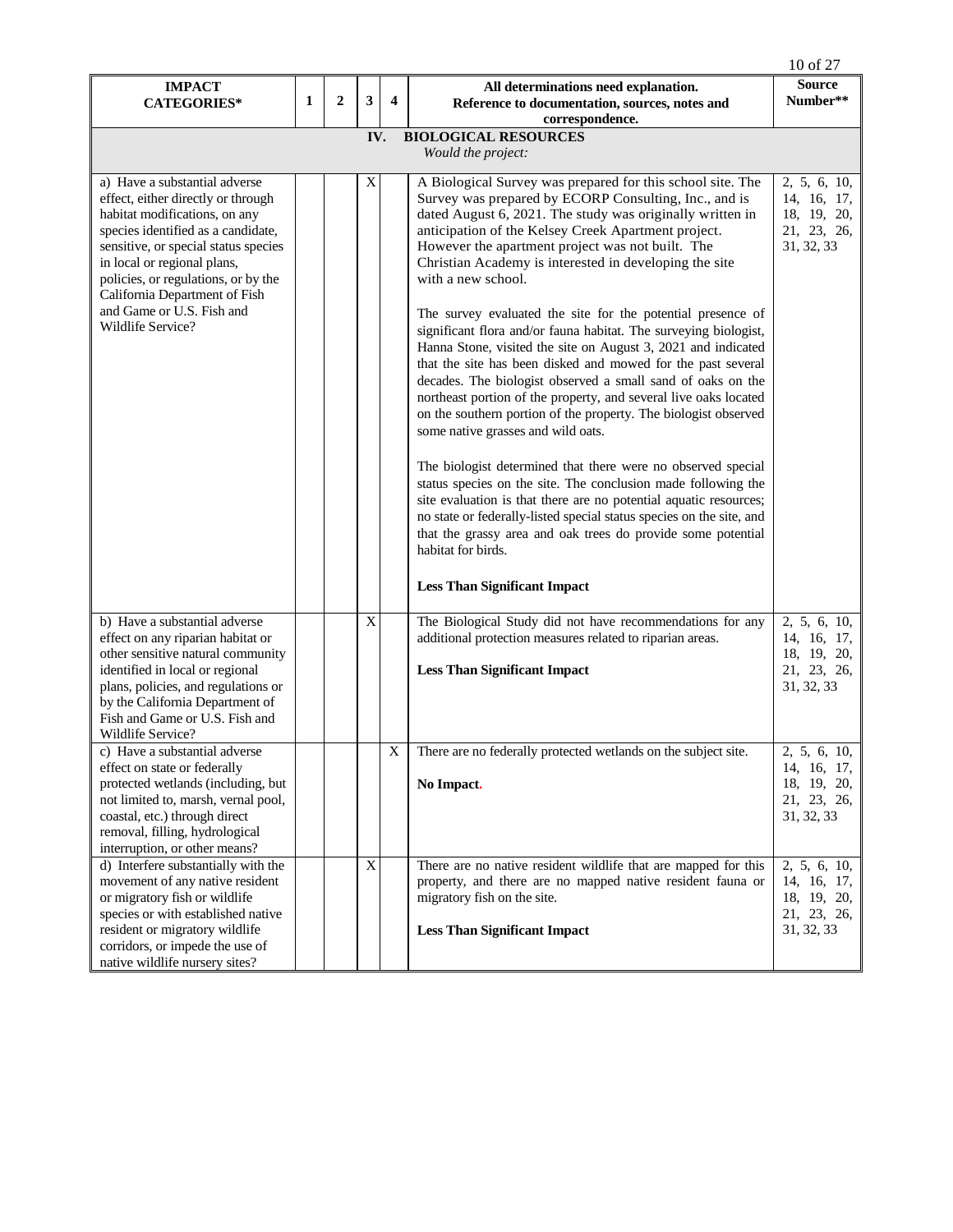| IMPACT CATEGORIES* | 1 | 2 | 3 | 4 | All determinations need explanation. Reference to documentation, sources, notes and correspondence. | Source Number** |
|---|---|---|---|---|---|---|
| **IV. BIOLOGICAL RESOURCES** *Would the project:* | | | | | | |
| a) Have a substantial adverse effect, either directly or through habitat modifications, on any species identified as a candidate, sensitive, or special status species in local or regional plans, policies, or regulations, or by the California Department of Fish and Game or U.S. Fish and Wildlife Service? | | | X | | A Biological Survey was prepared for this school site. The Survey was prepared by ECORP Consulting, Inc., and is dated August 6, 2021. The study was originally written in anticipation of the Kelsey Creek Apartment project. However the apartment project was not built. The Christian Academy is interested in developing the site with a new school.<br><br>The survey evaluated the site for the potential presence of significant flora and/or fauna habitat. The surveying biologist, Hanna Stone, visited the site on August 3, 2021 and indicated that the site has been disked and mowed for the past several decades. The biologist observed a small sand of oaks on the northeast portion of the property, and several live oaks located on the southern portion of the property. The biologist observed some native grasses and wild oats.<br><br>The biologist determined that there were no observed special status species on the site. The conclusion made following the site evaluation is that there are no potential aquatic resources; no state or federally-listed special status species on the site, and that the grassy area and oak trees do provide some potential habitat for birds.<br><br>**Less Than Significant Impact** | 2, 5, 6, 10, 14, 16, 17, 18, 19, 20, 21, 23, 26, 31, 32, 33 |
| b) Have a substantial adverse effect on any riparian habitat or other sensitive natural community identified in local or regional plans, policies, and regulations or by the California Department of Fish and Game or U.S. Fish and Wildlife Service? | | | X | | The Biological Study did not have recommendations for any additional protection measures related to riparian areas.<br><br>**Less Than Significant Impact** | 2, 5, 6, 10, 14, 16, 17, 18, 19, 20, 21, 23, 26, 31, 32, 33 |
| c) Have a substantial adverse effect on state or federally protected wetlands (including, but not limited to, marsh, vernal pool, coastal, etc.) through direct removal, filling, hydrological interruption, or other means? | | | | X | There are no federally protected wetlands on the subject site.<br><br>**No Impact.** | 2, 5, 6, 10, 14, 16, 17, 18, 19, 20, 21, 23, 26, 31, 32, 33 |
| d) Interfere substantially with the movement of any native resident or migratory fish or wildlife species or with established native resident or migratory wildlife corridors, or impede the use of native wildlife nursery sites? | | | X | | There are no native resident wildlife that are mapped for this property, and there are no mapped native resident fauna or migratory fish on the site.<br><br>**Less Than Significant Impact** | 2, 5, 6, 10, 14, 16, 17, 18, 19, 20, 21, 23, 26, 31, 32, 33 |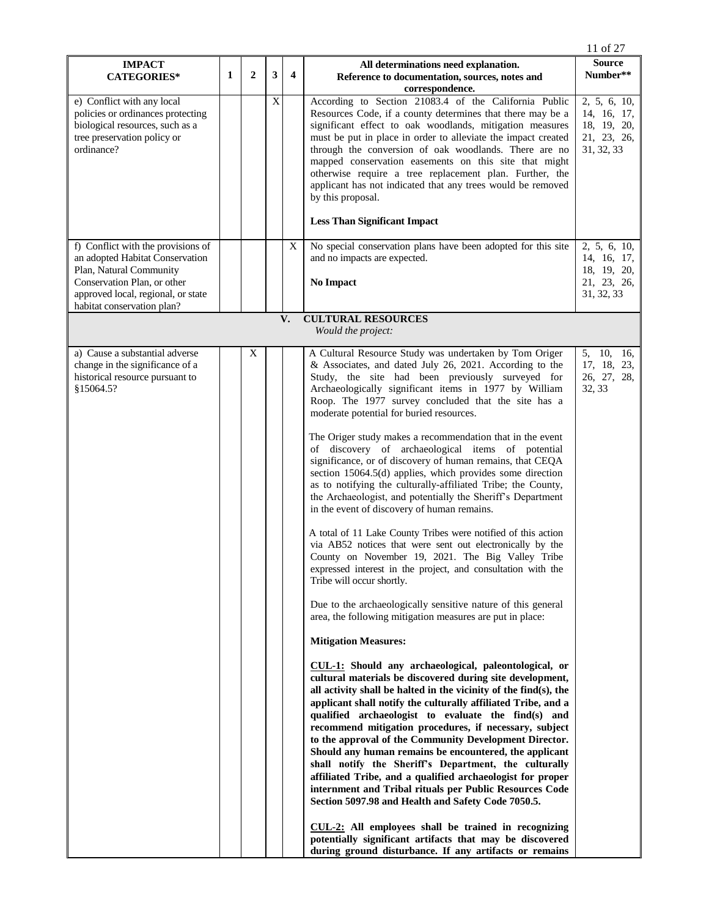| IMPACT CATEGORIES* | 1 | 2 | 3 | 4 | All determinations need explanation. Reference to documentation, sources, notes and correspondence. | Source Number** |
|---|---|---|---|---|---|---|
| e) Conflict with any local policies or ordinances protecting biological resources, such as a tree preservation policy or ordinance? | | | X | | According to Section 21083.4 of the California Public Resources Code, if a county determines that there may be a significant effect to oak woodlands, mitigation measures must be put in place in order to alleviate the impact created through the conversion of oak woodlands. There are no mapped conservation easements on this site that might otherwise require a tree replacement plan. Further, the applicant has not indicated that any trees would be removed by this proposal.<br><br>**Less Than Significant Impact** | 2, 5, 6, 10, 14, 16, 17, 18, 19, 20, 21, 23, 26, 31, 32, 33 |
| f) Conflict with the provisions of an adopted Habitat Conservation Plan, Natural Community Conservation Plan, or other approved local, regional, or state habitat conservation plan? | | | | X | No special conservation plans have been adopted for this site and no impacts are expected.<br><br>**No Impact** | 2, 5, 6, 10, 14, 16, 17, 18, 19, 20, 21, 23, 26, 31, 32, 33 |
| | | | | | **V. CULTURAL RESOURCES**<br>*Would the project:* | |
| a) Cause a substantial adverse change in the significance of a historical resource pursuant to §15064.5? | | X | | | A Cultural Resource Study was undertaken by Tom Origer & Associates, and dated July 26, 2021. According to the Study, the site had been previously surveyed for Archaeologically significant items in 1977 by William Roop. The 1977 survey concluded that the site has a moderate potential for buried resources.<br><br>The Origer study makes a recommendation that in the event of discovery of archaeological items of potential significance, or of discovery of human remains, that CEQA section 15064.5(d) applies, which provides some direction as to notifying the culturally-affiliated Tribe; the County, the Archaeologist, and potentially the Sheriff's Department in the event of discovery of human remains.<br><br>A total of 11 Lake County Tribes were notified of this action via AB52 notices that were sent out electronically by the County on November 19, 2021. The Big Valley Tribe expressed interest in the project, and consultation with the Tribe will occur shortly.<br><br>Due to the archaeologically sensitive nature of this general area, the following mitigation measures are put in place:<br><br>**Mitigation Measures:**<br><br>**CUL-1: Should any archaeological, paleontological, or cultural materials be discovered during site development, all activity shall be halted in the vicinity of the find(s), the applicant shall notify the culturally affiliated Tribe, and a qualified archaeologist to evaluate the find(s) and recommend mitigation procedures, if necessary, subject to the approval of the Community Development Director. Should any human remains be encountered, the applicant shall notify the Sheriff's Department, the culturally affiliated Tribe, and a qualified archaeologist for proper internment and Tribal rituals per Public Resources Code Section 5097.98 and Health and Safety Code 7050.5.**<br><br>**CUL-2: All employees shall be trained in recognizing potentially significant artifacts that may be discovered during ground disturbance. If any artifacts or remains** | 5, 10, 16, 17, 18, 23, 26, 27, 28, 32, 33 |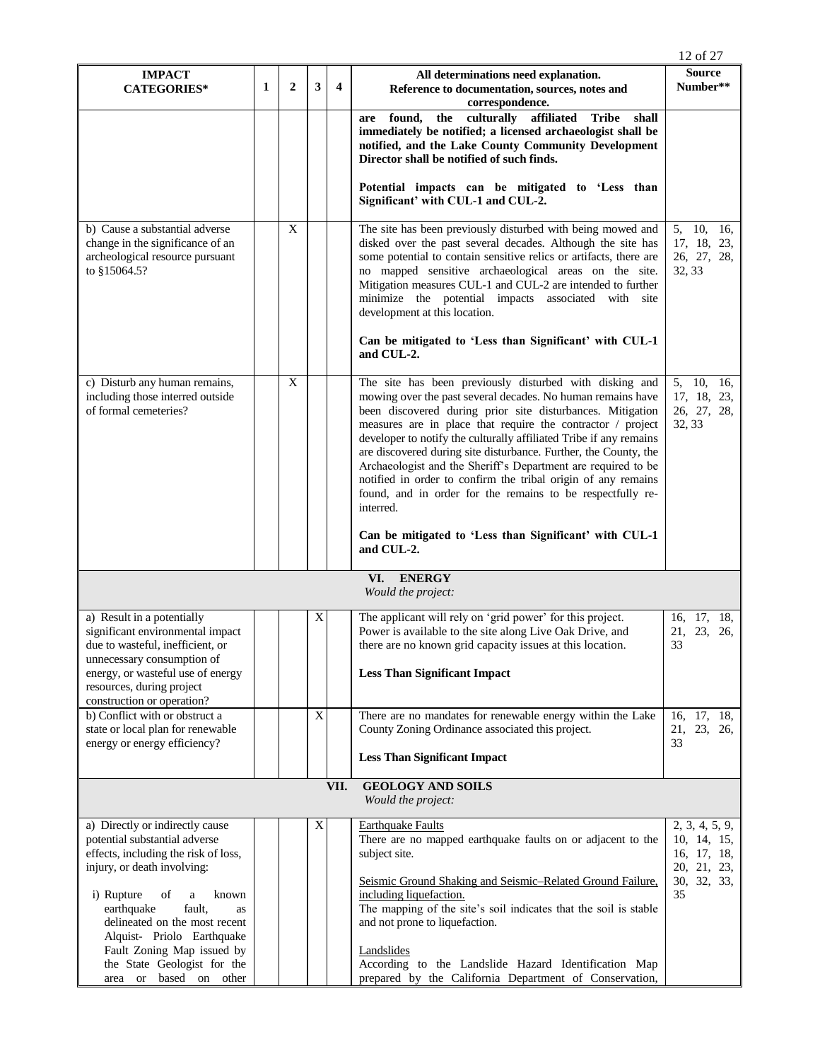| IMPACT CATEGORIES* | 1 | 2 | 3 | 4 | All determinations need explanation. Reference to documentation, sources, notes and correspondence. | Source Number** |
|---|---|---|---|---|---|---|
| | | | | | **are found, the culturally affiliated Tribe shall immediately be notified; a licensed archaeologist shall be notified, and the Lake County Community Development Director shall be notified of such finds.**<br><br>**Potential impacts can be mitigated to 'Less than Significant' with CUL-1 and CUL-2.** | |
| b) Cause a substantial adverse change in the significance of an archeological resource pursuant to §15064.5? | | X | | | The site has been previously disturbed with being mowed and disked over the past several decades. Although the site has some potential to contain sensitive relics or artifacts, there are no mapped sensitive archaeological areas on the site. Mitigation measures CUL-1 and CUL-2 are intended to further minimize the potential impacts associated with site development at this location.<br><br>**Can be mitigated to 'Less than Significant' with CUL-1 and CUL-2.** | 5, 10, 16, 17, 18, 23, 26, 27, 28, 32, 33 |
| c) Disturb any human remains, including those interred outside of formal cemeteries? | | X | | | The site has been previously disturbed with disking and mowing over the past several decades. No human remains have been discovered during prior site disturbances. Mitigation measures are in place that require the contractor / project developer to notify the culturally affiliated Tribe if any remains are discovered during site disturbance. Further, the County, the Archaeologist and the Sheriff's Department are required to be notified in order to confirm the tribal origin of any remains found, and in order for the remains to be respectfully re-interred.<br><br>**Can be mitigated to 'Less than Significant' with CUL-1 and CUL-2.** | 5, 10, 16, 17, 18, 23, 26, 27, 28, 32, 33 |
| | | | | | **VI. ENERGY**<br>*Would the project:* | |
| a) Result in a potentially significant environmental impact due to wasteful, inefficient, or unnecessary consumption of energy, or wasteful use of energy resources, during project construction or operation? | | | X | | The applicant will rely on 'grid power' for this project. Power is available to the site along Live Oak Drive, and there are no known grid capacity issues at this location.<br><br>**Less Than Significant Impact** | 16, 17, 18, 21, 23, 26, 33 |
| b) Conflict with or obstruct a state or local plan for renewable energy or energy efficiency? | | | X | | There are no mandates for renewable energy within the Lake County Zoning Ordinance associated this project.<br><br>**Less Than Significant Impact** | 16, 17, 18, 21, 23, 26, 33 |
| | | | | | **VII. GEOLOGY AND SOILS**<br>*Would the project:* | |
| a) Directly or indirectly cause potential substantial adverse effects, including the risk of loss, injury, or death involving:<br><br>i) Rupture of a known earthquake fault, as delineated on the most recent Alquist- Priolo Earthquake Fault Zoning Map issued by the State Geologist for the area or based on other | | | X | | Earthquake Faults<br>There are no mapped earthquake faults on or adjacent to the subject site.<br><br>Seismic Ground Shaking and Seismic–Related Ground Failure, including liquefaction.<br>The mapping of the site's soil indicates that the soil is stable and not prone to liquefaction.<br><br>Landslides<br>According to the Landslide Hazard Identification Map prepared by the California Department of Conservation, | 2, 3, 4, 5, 9, 10, 14, 15, 16, 17, 18, 20, 21, 23, 30, 32, 33, 35 |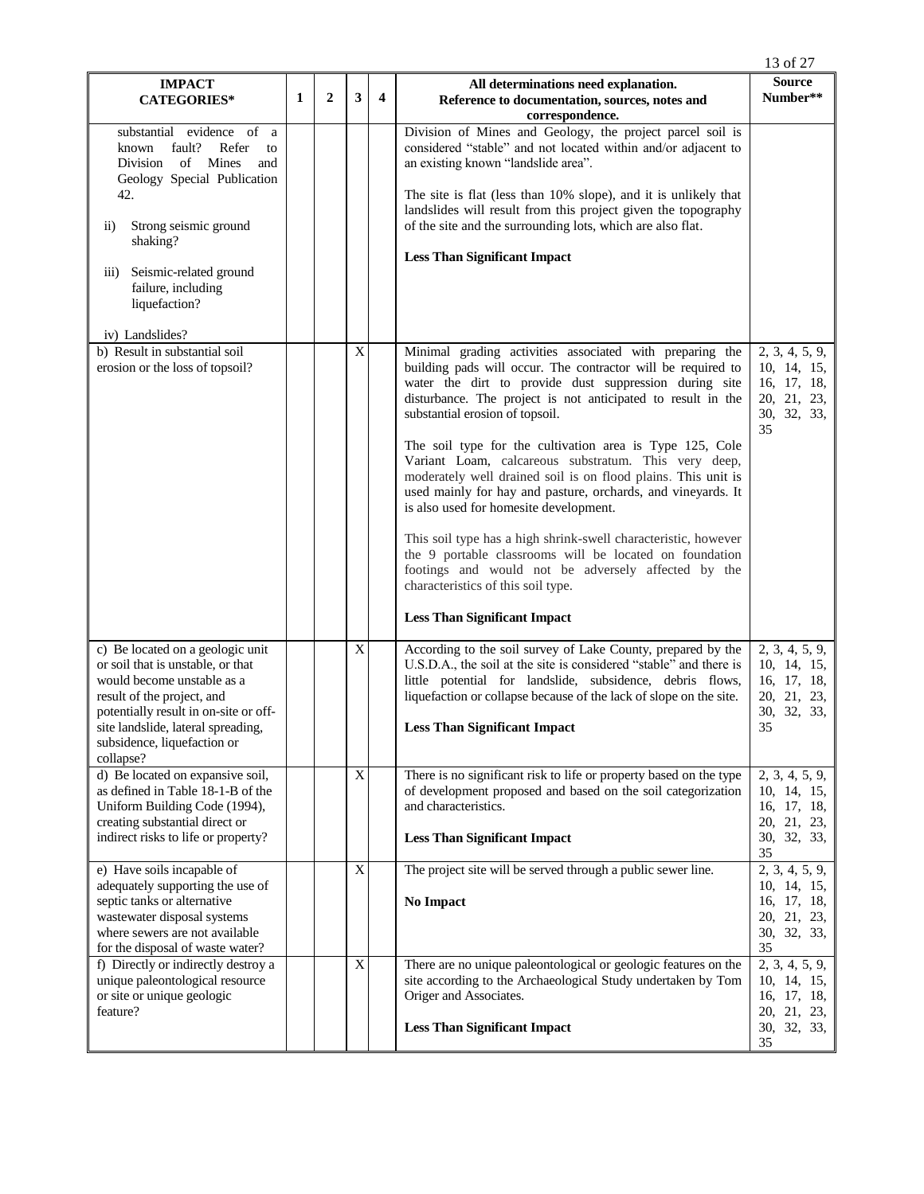| IMPACT CATEGORIES* | 1 | 2 | 3 | 4 | All determinations need explanation. Reference to documentation, sources, notes and correspondence. | Source Number** |
|---|---|---|---|---|---|---|
| substantial evidence of a known fault? Refer to Division of Mines and Geology Special Publication 42.<br><br>ii) Strong seismic ground shaking?<br><br>iii) Seismic-related ground failure, including liquefaction?<br><br>iv) Landslides? | | | | | Division of Mines and Geology, the project parcel soil is considered "stable" and not located within and/or adjacent to an existing known "landslide area".<br><br>The site is flat (less than 10% slope), and it is unlikely that landslides will result from this project given the topography of the site and the surrounding lots, which are also flat.<br><br>**Less Than Significant Impact** | |
| b) Result in substantial soil erosion or the loss of topsoil? | | | X | | Minimal grading activities associated with preparing the building pads will occur. The contractor will be required to water the dirt to provide dust suppression during site disturbance. The project is not anticipated to result in the substantial erosion of topsoil.<br><br>The soil type for the cultivation area is Type 125, Cole Variant Loam, calcareous substratum. This very deep, moderately well drained soil is on flood plains. This unit is used mainly for hay and pasture, orchards, and vineyards. It is also used for homesite development.<br><br>This soil type has a high shrink-swell characteristic, however the 9 portable classrooms will be located on foundation footings and would not be adversely affected by the characteristics of this soil type.<br><br>**Less Than Significant Impact** | 2, 3, 4, 5, 9, 10, 14, 15, 16, 17, 18, 20, 21, 23, 30, 32, 33, 35 |
| c) Be located on a geologic unit or soil that is unstable, or that would become unstable as a result of the project, and potentially result in on-site or off-site landslide, lateral spreading, subsidence, liquefaction or collapse? | | | X | | According to the soil survey of Lake County, prepared by the U.S.D.A., the soil at the site is considered "stable" and there is little potential for landslide, subsidence, debris flows, liquefaction or collapse because of the lack of slope on the site.<br><br>**Less Than Significant Impact** | 2, 3, 4, 5, 9, 10, 14, 15, 16, 17, 18, 20, 21, 23, 30, 32, 33, 35 |
| d) Be located on expansive soil, as defined in Table 18-1-B of the Uniform Building Code (1994), creating substantial direct or indirect risks to life or property? | | | X | | There is no significant risk to life or property based on the type of development proposed and based on the soil categorization and characteristics.<br><br>**Less Than Significant Impact** | 2, 3, 4, 5, 9, 10, 14, 15, 16, 17, 18, 20, 21, 23, 30, 32, 33, 35 |
| e) Have soils incapable of adequately supporting the use of septic tanks or alternative wastewater disposal systems where sewers are not available for the disposal of waste water? | | | X | | The project site will be served through a public sewer line.<br><br>**No Impact** | 2, 3, 4, 5, 9, 10, 14, 15, 16, 17, 18, 20, 21, 23, 30, 32, 33, 35 |
| f) Directly or indirectly destroy a unique paleontological resource or site or unique geologic feature? | | | X | | There are no unique paleontological or geologic features on the site according to the Archaeological Study undertaken by Tom Origer and Associates.<br><br>**Less Than Significant Impact** | 2, 3, 4, 5, 9, 10, 14, 15, 16, 17, 18, 20, 21, 23, 30, 32, 33, 35 |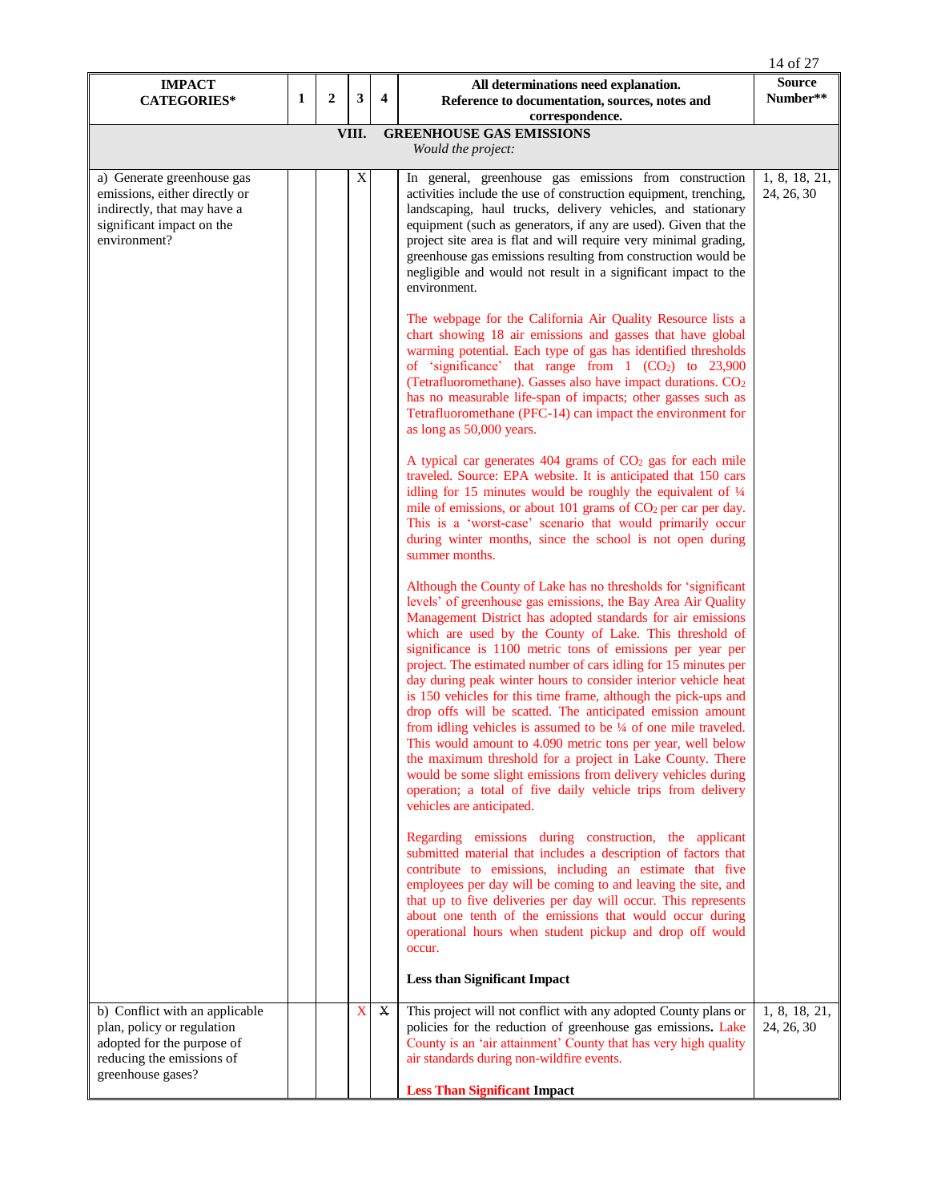| IMPACT CATEGORIES* | 1 | 2 | 3 | 4 | All determinations need explanation. Reference to documentation, sources, notes and correspondence. | Source Number** |
|---|---|---|---|---|---|---|
| **VIII. GREENHOUSE GAS EMISSIONS** *Would the project:* | | | | | | |
| a) Generate greenhouse gas emissions, either directly or indirectly, that may have a significant impact on the environment? | | | X | | In general, greenhouse gas emissions from construction activities include the use of construction equipment, trenching, landscaping, haul trucks, delivery vehicles, and stationary equipment (such as generators, if any are used). Given that the project site area is flat and will require very minimal grading, greenhouse gas emissions resulting from construction would be negligible and would not result in a significant impact to the environment.<br><br>The webpage for the California Air Quality Resource lists a chart showing 18 air emissions and gasses that have global warming potential. Each type of gas has identified thresholds of 'significance' that range from 1 ($CO_2$) to 23,900 (Tetrafluoromethane). Gasses also have impact durations. $CO_2$ has no measurable life-span of impacts; other gasses such as Tetrafluoromethane (PFC-14) can impact the environment for as long as 50,000 years.<br><br>A typical car generates 404 grams of $CO_2$ gas for each mile traveled. Source: EPA website. It is anticipated that 150 cars idling for 15 minutes would be roughly the equivalent of ¼ mile of emissions, or about 101 grams of $CO_2$ per car per day. This is a 'worst-case' scenario that would primarily occur during winter months, since the school is not open during summer months.<br><br>Although the County of Lake has no thresholds for 'significant levels' of greenhouse gas emissions, the Bay Area Air Quality Management District has adopted standards for air emissions which are used by the County of Lake. This threshold of significance is 1100 metric tons of emissions per year per project. The estimated number of cars idling for 15 minutes per day during peak winter hours to consider interior vehicle heat is 150 vehicles for this time frame, although the pick-ups and drop offs will be scatted. The anticipated emission amount from idling vehicles is assumed to be ¼ of one mile traveled. This would amount to 4.090 metric tons per year, well below the maximum threshold for a project in Lake County. There would be some slight emissions from delivery vehicles during operation; a total of five daily vehicle trips from delivery vehicles are anticipated.<br><br>Regarding emissions during construction, the applicant submitted material that includes a description of factors that contribute to emissions, including an estimate that five employees per day will be coming to and leaving the site, and that up to five deliveries per day will occur. This represents about one tenth of the emissions that would occur during operational hours when student pickup and drop off would occur.<br><br>**Less than Significant Impact** | 1, 8, 18, 21, 24, 26, 30 |
| b) Conflict with an applicable plan, policy or regulation adopted for the purpose of reducing the emissions of greenhouse gases? | | | X | ~~X~~ | This project will not conflict with any adopted County plans or policies for the reduction of greenhouse gas emissions. Lake County is an 'air attainment' County that has very high quality air standards during non-wildfire events.<br><br>**Less Than Significant Impact** | 1, 8, 18, 21, 24, 26, 30 |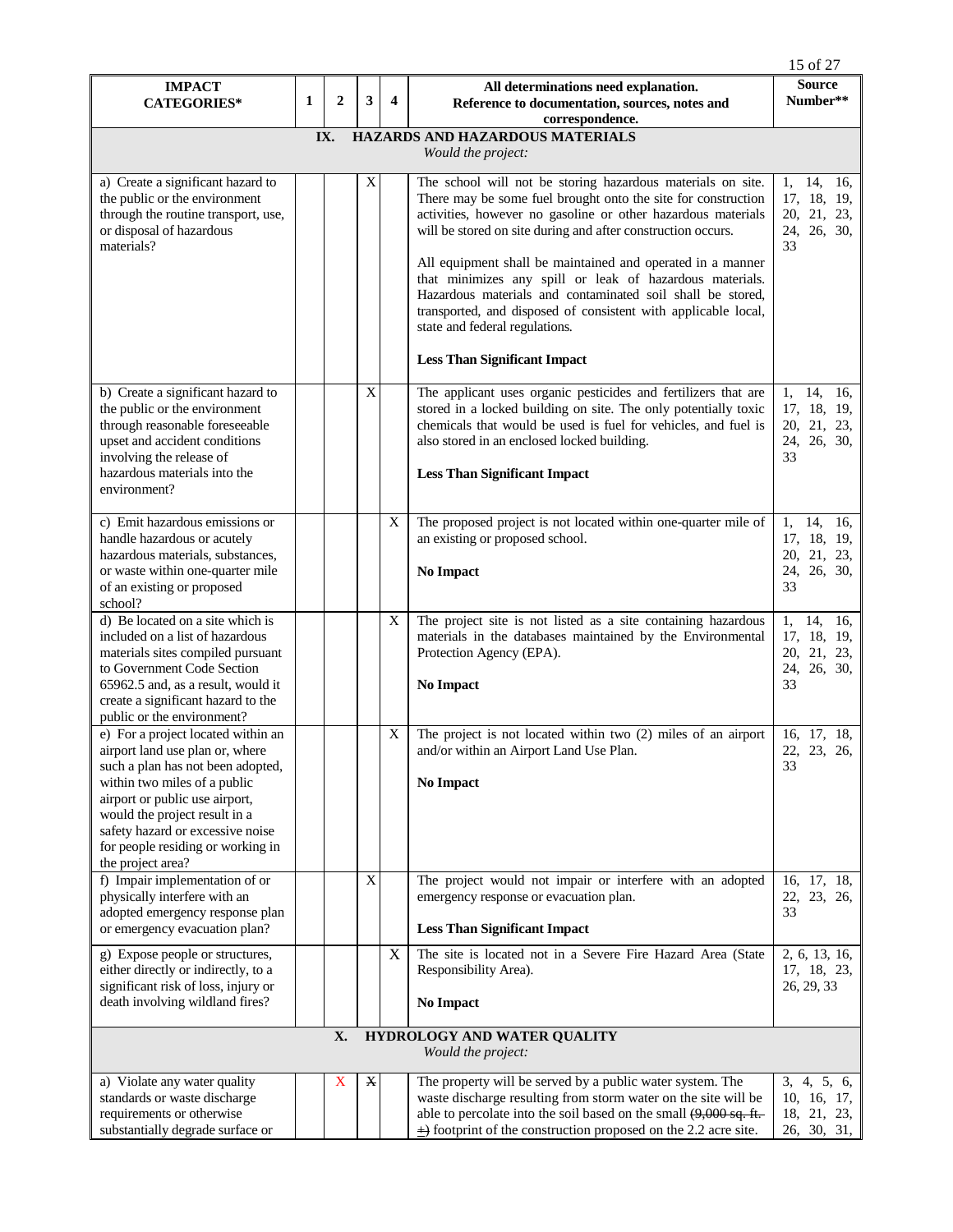| IMPACT CATEGORIES* | 1 | 2 | 3 | 4 | All determinations need explanation. Reference to documentation, sources, notes and correspondence. | Source Number** |
|---|---|---|---|---|---|---|
| **IX. HAZARDS AND HAZARDOUS MATERIALS** *Would the project:* | | | | | | |
| a) Create a significant hazard to the public or the environment through the routine transport, use, or disposal of hazardous materials? | | | X | | The school will not be storing hazardous materials on site. There may be some fuel brought onto the site for construction activities, however no gasoline or other hazardous materials will be stored on site during and after construction occurs. All equipment shall be maintained and operated in a manner that minimizes any spill or leak of hazardous materials. Hazardous materials and contaminated soil shall be stored, transported, and disposed of consistent with applicable local, state and federal regulations. **Less Than Significant Impact** | 1, 14, 16, 17, 18, 19, 20, 21, 23, 24, 26, 30, 33 |
| b) Create a significant hazard to the public or the environment through reasonable foreseeable upset and accident conditions involving the release of hazardous materials into the environment? | | | X | | The applicant uses organic pesticides and fertilizers that are stored in a locked building on site. The only potentially toxic chemicals that would be used is fuel for vehicles, and fuel is also stored in an enclosed locked building. **Less Than Significant Impact** | 1, 14, 16, 17, 18, 19, 20, 21, 23, 24, 26, 30, 33 |
| c) Emit hazardous emissions or handle hazardous or acutely hazardous materials, substances, or waste within one-quarter mile of an existing or proposed school? | | | | X | The proposed project is not located within one-quarter mile of an existing or proposed school. **No Impact** | 1, 14, 16, 17, 18, 19, 20, 21, 23, 24, 26, 30, 33 |
| d) Be located on a site which is included on a list of hazardous materials sites compiled pursuant to Government Code Section 65962.5 and, as a result, would it create a significant hazard to the public or the environment? | | | | X | The project site is not listed as a site containing hazardous materials in the databases maintained by the Environmental Protection Agency (EPA). **No Impact** | 1, 14, 16, 17, 18, 19, 20, 21, 23, 24, 26, 30, 33 |
| e) For a project located within an airport land use plan or, where such a plan has not been adopted, within two miles of a public airport or public use airport, would the project result in a safety hazard or excessive noise for people residing or working in the project area? | | | | X | The project is not located within two (2) miles of an airport and/or within an Airport Land Use Plan. **No Impact** | 16, 17, 18, 22, 23, 26, 33 |
| f) Impair implementation of or physically interfere with an adopted emergency response plan or emergency evacuation plan? | | | X | | The project would not impair or interfere with an adopted emergency response or evacuation plan. **Less Than Significant Impact** | 16, 17, 18, 22, 23, 26, 33 |
| g) Expose people or structures, either directly or indirectly, to a significant risk of loss, injury or death involving wildland fires? | | | | X | The site is located not in a Severe Fire Hazard Area (State Responsibility Area). **No Impact** | 2, 6, 13, 16, 17, 18, 23, 26, 29, 33 |
| **X. HYDROLOGY AND WATER QUALITY** *Would the project:* | | | | | | |
| a) Violate any water quality standards or waste discharge requirements or otherwise substantially degrade surface or | | X | ~~X~~ | | The property will be served by a public water system. The waste discharge resulting from storm water on the site will be able to percolate into the soil based on the small ~~(9,000 sq. ft. ±)~~ footprint of the construction proposed on the 2.2 acre site. | 3, 4, 5, 6, 10, 16, 17, 18, 21, 23, 26, 30, 31, |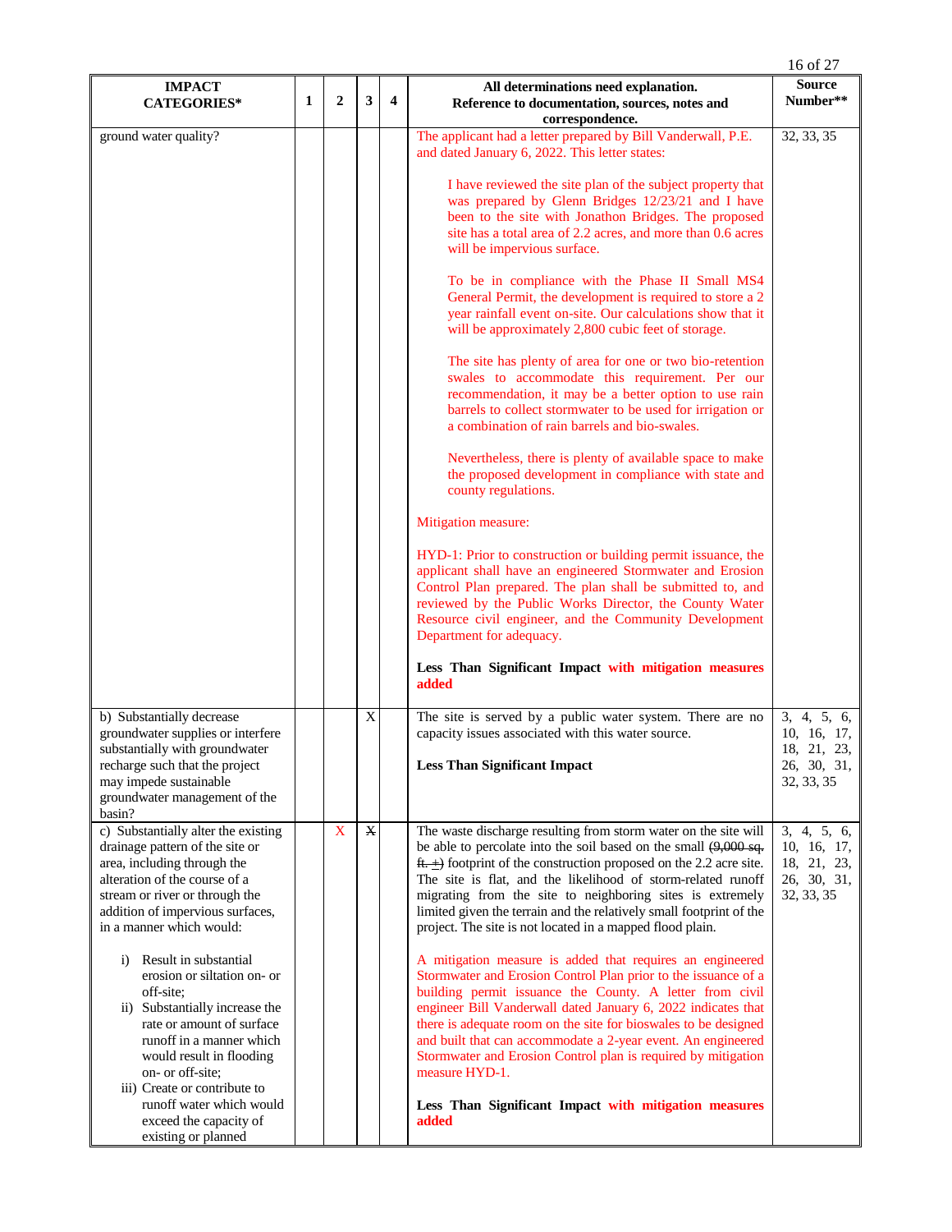| IMPACT CATEGORIES* | 1 | 2 | 3 | 4 | All determinations need explanation. Reference to documentation, sources, notes and correspondence. | Source Number** |
|---|---|---|---|---|---|---|
| ground water quality? | | | | | The applicant had a letter prepared by Bill Vanderwall, P.E. and dated January 6, 2022. This letter states:<br><br>I have reviewed the site plan of the subject property that was prepared by Glenn Bridges 12/23/21 and I have been to the site with Jonathon Bridges. The proposed site has a total area of 2.2 acres, and more than 0.6 acres will be impervious surface.<br><br>To be in compliance with the Phase II Small MS4 General Permit, the development is required to store a 2 year rainfall event on-site. Our calculations show that it will be approximately 2,800 cubic feet of storage.<br><br>The site has plenty of area for one or two bio-retention swales to accommodate this requirement. Per our recommendation, it may be a better option to use rain barrels to collect stormwater to be used for irrigation or a combination of rain barrels and bio-swales.<br><br>Nevertheless, there is plenty of available space to make the proposed development in compliance with state and county regulations.<br><br>Mitigation measure:<br><br>HYD-1: Prior to construction or building permit issuance, the applicant shall have an engineered Stormwater and Erosion Control Plan prepared. The plan shall be submitted to, and reviewed by the Public Works Director, the County Water Resource civil engineer, and the Community Development Department for adequacy.<br><br>**Less Than Significant Impact with mitigation measures added** | 32, 33, 35 |
| b) Substantially decrease groundwater supplies or interfere substantially with groundwater recharge such that the project may impede sustainable groundwater management of the basin? | | | X | | The site is served by a public water system. There are no capacity issues associated with this water source.<br><br>**Less Than Significant Impact** | 3, 4, 5, 6, 10, 16, 17, 18, 21, 23, 26, 30, 31, 32, 33, 35 |
| c) Substantially alter the existing drainage pattern of the site or area, including through the alteration of the course of a stream or river or through the addition of impervious surfaces, in a manner which would:<br><br>i) Result in substantial erosion or siltation on- or off-site;<br>ii) Substantially increase the rate or amount of surface runoff in a manner which would result in flooding on- or off-site;<br>iii) Create or contribute to runoff water which would exceed the capacity of existing or planned | | X | ~~X~~ | | The waste discharge resulting from storm water on the site will be able to percolate into the soil based on the small ~~(9,000 sq. ft. ±)~~ footprint of the construction proposed on the 2.2 acre site. The site is flat, and the likelihood of storm-related runoff migrating from the site to neighboring sites is extremely limited given the terrain and the relatively small footprint of the project. The site is not located in a mapped flood plain.<br><br>A mitigation measure is added that requires an engineered Stormwater and Erosion Control Plan prior to the issuance of a building permit issuance the County. A letter from civil engineer Bill Vanderwall dated January 6, 2022 indicates that there is adequate room on the site for bioswales to be designed and built that can accommodate a 2-year event. An engineered Stormwater and Erosion Control plan is required by mitigation measure HYD-1.<br><br>**Less Than Significant Impact with mitigation measures added** | 3, 4, 5, 6, 10, 16, 17, 18, 21, 23, 26, 30, 31, 32, 33, 35 |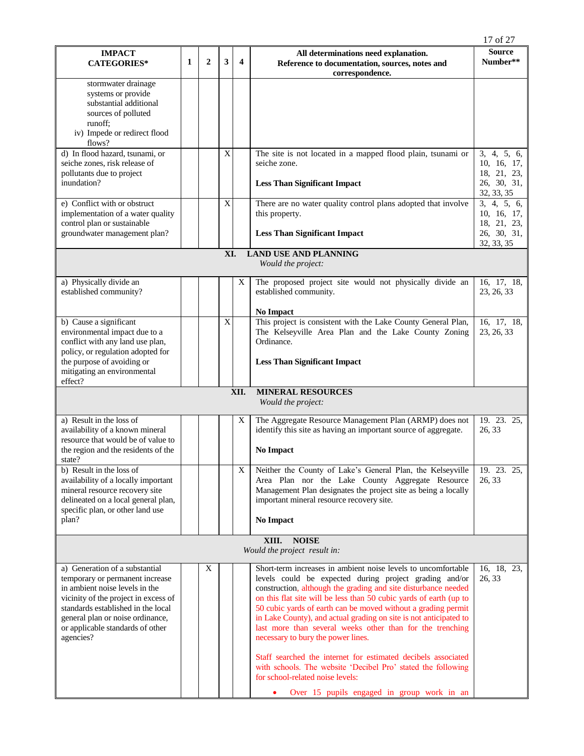| IMPACT CATEGORIES* | 1 | 2 | 3 | 4 | All determinations need explanation. Reference to documentation, sources, notes and correspondence. | Source Number** |
|---|---|---|---|---|---|---|
| stormwater drainage systems or provide substantial additional sources of polluted runoff; iv) Impede or redirect flood flows? | | | | | | |
| d) In flood hazard, tsunami, or seiche zones, risk release of pollutants due to project inundation? | | | X | | The site is not located in a mapped flood plain, tsunami or seiche zone. **Less Than Significant Impact** | 3, 4, 5, 6, 10, 16, 17, 18, 21, 23, 26, 30, 31, 32, 33, 35 |
| e) Conflict with or obstruct implementation of a water quality control plan or sustainable groundwater management plan? | | | X | | There are no water quality control plans adopted that involve this property. **Less Than Significant Impact** | 3, 4, 5, 6, 10, 16, 17, 18, 21, 23, 26, 30, 31, 32, 33, 35 |
| **XI. LAND USE AND PLANNING** *Would the project:* | | | | | | |
| a) Physically divide an established community? | | | | X | The proposed project site would not physically divide an established community. **No Impact** | 16, 17, 18, 23, 26, 33 |
| b) Cause a significant environmental impact due to a conflict with any land use plan, policy, or regulation adopted for the purpose of avoiding or mitigating an environmental effect? | | | X | | This project is consistent with the Lake County General Plan, The Kelseyville Area Plan and the Lake County Zoning Ordinance. **Less Than Significant Impact** | 16, 17, 18, 23, 26, 33 |
| **XII. MINERAL RESOURCES** *Would the project:* | | | | | | |
| a) Result in the loss of availability of a known mineral resource that would be of value to the region and the residents of the state? | | | | X | The Aggregate Resource Management Plan (ARMP) does not identify this site as having an important source of aggregate. **No Impact** | 19. 23. 25, 26, 33 |
| b) Result in the loss of availability of a locally important mineral resource recovery site delineated on a local general plan, specific plan, or other land use plan? | | | | X | Neither the County of Lake's General Plan, the Kelseyville Area Plan nor the Lake County Aggregate Resource Management Plan designates the project site as being a locally important mineral resource recovery site. **No Impact** | 19. 23. 25, 26, 33 |
| **XIII. NOISE** *Would the project result in:* | | | | | | |
| a) Generation of a substantial temporary or permanent increase in ambient noise levels in the vicinity of the project in excess of standards established in the local general plan or noise ordinance, or applicable standards of other agencies? | | X | | | Short-term increases in ambient noise levels to uncomfortable levels could be expected during project grading and/or construction, although the grading and site disturbance needed on this flat site will be less than 50 cubic yards of earth (up to 50 cubic yards of earth can be moved without a grading permit in Lake County), and actual grading on site is not anticipated to last more than several weeks other than for the trenching necessary to bury the power lines. Staff searched the internet for estimated decibels associated with schools. The website 'Decibel Pro' stated the following for school-related noise levels: • Over 15 pupils engaged in group work in an | 16, 18, 23, 26, 33 |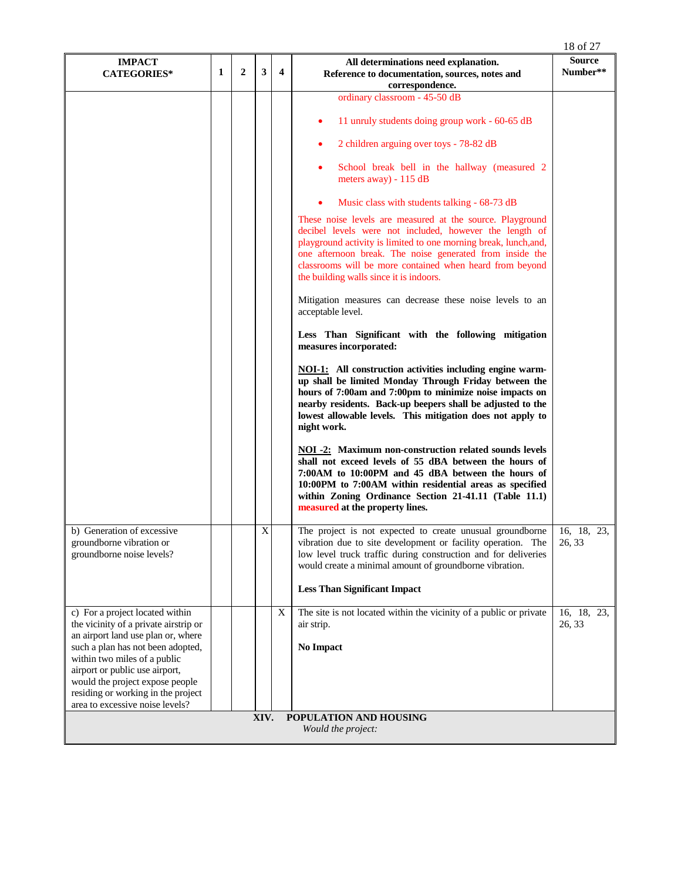| IMPACT CATEGORIES* | 1 | 2 | 3 | 4 | All determinations need explanation. Reference to documentation, sources, notes and correspondence. | Source Number** |
|---|---|---|---|---|---|---|
| | | | | | ordinary classroom - 45-50 dB<br>• 11 unruly students doing group work - 60-65 dB<br>• 2 children arguing over toys - 78-82 dB<br>• School break bell in the hallway (measured 2 meters away) - 115 dB<br>• Music class with students talking - 68-73 dB<br>These noise levels are measured at the source. Playground decibel levels were not included, however the length of playground activity is limited to one morning break, lunch,and, one afternoon break. The noise generated from inside the classrooms will be more contained when heard from beyond the building walls since it is indoors.<br><br>Mitigation measures can decrease these noise levels to an acceptable level.<br><br>**Less Than Significant with the following mitigation measures incorporated:**<br><br>**NOI-1: All construction activities including engine warm-up shall be limited Monday Through Friday between the hours of 7:00am and 7:00pm to minimize noise impacts on nearby residents. Back-up beepers shall be adjusted to the lowest allowable levels. This mitigation does not apply to night work.**<br><br>**NOI -2: Maximum non-construction related sounds levels shall not exceed levels of 55 dBA between the hours of 7:00AM to 10:00PM and 45 dBA between the hours of 10:00PM to 7:00AM within residential areas as specified within Zoning Ordinance Section 21-41.11 (Table 11.1) measured at the property lines.** | |
| b) Generation of excessive groundborne vibration or groundborne noise levels? | | | X | | The project is not expected to create unusual groundborne vibration due to site development or facility operation. The low level truck traffic during construction and for deliveries would create a minimal amount of groundborne vibration.<br><br>**Less Than Significant Impact** | 16, 18, 23, 26, 33 |
| c) For a project located within the vicinity of a private airstrip or an airport land use plan or, where such a plan has not been adopted, within two miles of a public airport or public use airport, would the project expose people residing or working in the project area to excessive noise levels? | | | | X | The site is not located within the vicinity of a public or private air strip.<br><br>**No Impact** | 16, 18, 23, 26, 33 |

**XIV. POPULATION AND HOUSING**

*Would the project:*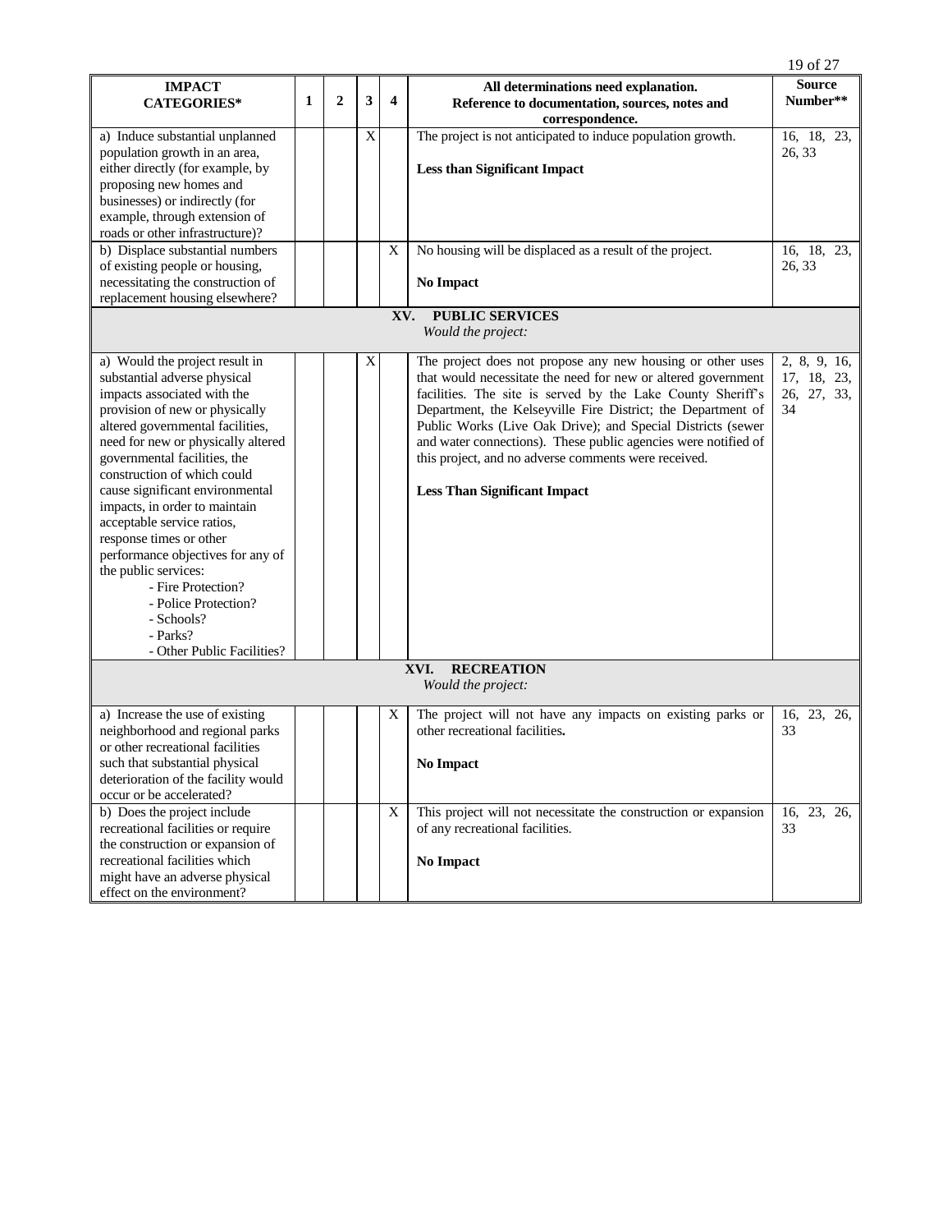| IMPACT CATEGORIES* | 1 | 2 | 3 | 4 | All determinations need explanation. Reference to documentation, sources, notes and correspondence. | Source Number** |
|---|---|---|---|---|---|---|
| a) Induce substantial unplanned population growth in an area, either directly (for example, by proposing new homes and businesses) or indirectly (for example, through extension of roads or other infrastructure)? | | | X | | The project is not anticipated to induce population growth.<br><br>**Less than Significant Impact** | 16, 18, 23, 26, 33 |
| b) Displace substantial numbers of existing people or housing, necessitating the construction of replacement housing elsewhere? | | | | X | No housing will be displaced as a result of the project.<br><br>**No Impact** | 16, 18, 23, 26, 33 |
| **XV. PUBLIC SERVICES** *Would the project:* | | | | | | |
| a) Would the project result in substantial adverse physical impacts associated with the provision of new or physically altered governmental facilities, need for new or physically altered governmental facilities, the construction of which could cause significant environmental impacts, in order to maintain acceptable service ratios, response times or other performance objectives for any of the public services:<br>- Fire Protection?<br>- Police Protection?<br>- Schools?<br>- Parks?<br>- Other Public Facilities? | | | X | | The project does not propose any new housing or other uses that would necessitate the need for new or altered government facilities. The site is served by the Lake County Sheriff's Department, the Kelseyville Fire District; the Department of Public Works (Live Oak Drive); and Special Districts (sewer and water connections). These public agencies were notified of this project, and no adverse comments were received.<br><br>**Less Than Significant Impact** | 2, 8, 9, 16, 17, 18, 23, 26, 27, 33, 34 |
| **XVI. RECREATION** *Would the project:* | | | | | | |
| a) Increase the use of existing neighborhood and regional parks or other recreational facilities such that substantial physical deterioration of the facility would occur or be accelerated? | | | | X | The project will not have any impacts on existing parks or other recreational facilities.<br><br>**No Impact** | 16, 23, 26, 33 |
| b) Does the project include recreational facilities or require the construction or expansion of recreational facilities which might have an adverse physical effect on the environment? | | | | X | This project will not necessitate the construction or expansion of any recreational facilities.<br><br>**No Impact** | 16, 23, 26, 33 |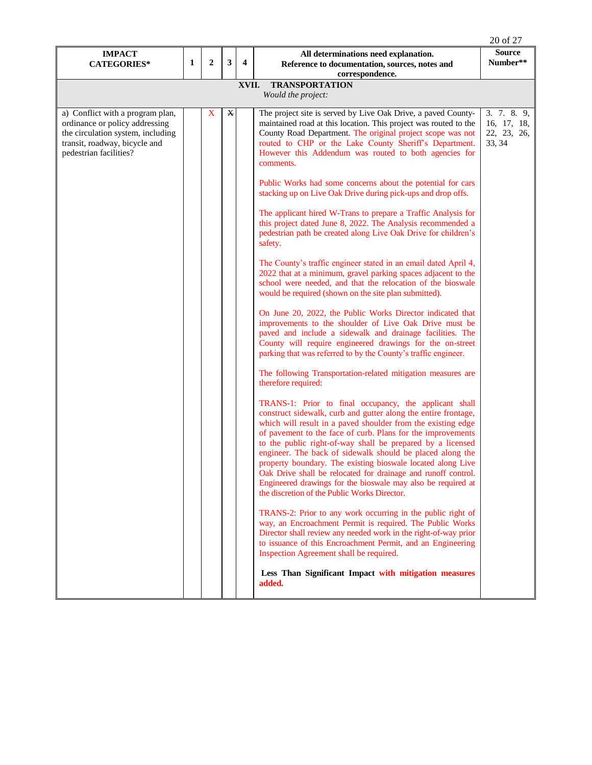| IMPACT CATEGORIES* | 1 | 2 | 3 | 4 | All determinations need explanation. Reference to documentation, sources, notes and correspondence. | Source Number** |
|---|---|---|---|---|---|---|
| **XVII. TRANSPORTATION** *Would the project:* | | | | | | |
| a) Conflict with a program plan, ordinance or policy addressing the circulation system, including transit, roadway, bicycle and pedestrian facilities? | | X | ~~X~~ | | The project site is served by Live Oak Drive, a paved County-maintained road at this location. This project was routed to the County Road Department. The original project scope was not routed to CHP or the Lake County Sheriff's Department. However this Addendum was routed to both agencies for comments.<br><br>Public Works had some concerns about the potential for cars stacking up on Live Oak Drive during pick-ups and drop offs.<br><br>The applicant hired W-Trans to prepare a Traffic Analysis for this project dated June 8, 2022. The Analysis recommended a pedestrian path be created along Live Oak Drive for children's safety.<br><br>The County's traffic engineer stated in an email dated April 4, 2022 that at a minimum, gravel parking spaces adjacent to the school were needed, and that the relocation of the bioswale would be required (shown on the site plan submitted).<br><br>On June 20, 2022, the Public Works Director indicated that improvements to the shoulder of Live Oak Drive must be paved and include a sidewalk and drainage facilities. The County will require engineered drawings for the on-street parking that was referred to by the County's traffic engineer.<br><br>The following Transportation-related mitigation measures are therefore required:<br><br>TRANS-1: Prior to final occupancy, the applicant shall construct sidewalk, curb and gutter along the entire frontage, which will result in a paved shoulder from the existing edge of pavement to the face of curb. Plans for the improvements to the public right-of-way shall be prepared by a licensed engineer. The back of sidewalk should be placed along the property boundary. The existing bioswale located along Live Oak Drive shall be relocated for drainage and runoff control. Engineered drawings for the bioswale may also be required at the discretion of the Public Works Director.<br><br>TRANS-2: Prior to any work occurring in the public right of way, an Encroachment Permit is required. The Public Works Director shall review any needed work in the right-of-way prior to issuance of this Encroachment Permit, and an Engineering Inspection Agreement shall be required.<br><br>**Less Than Significant Impact with mitigation measures added.** | 3. 7. 8. 9, 16, 17, 18, 22, 23, 26, 33, 34 |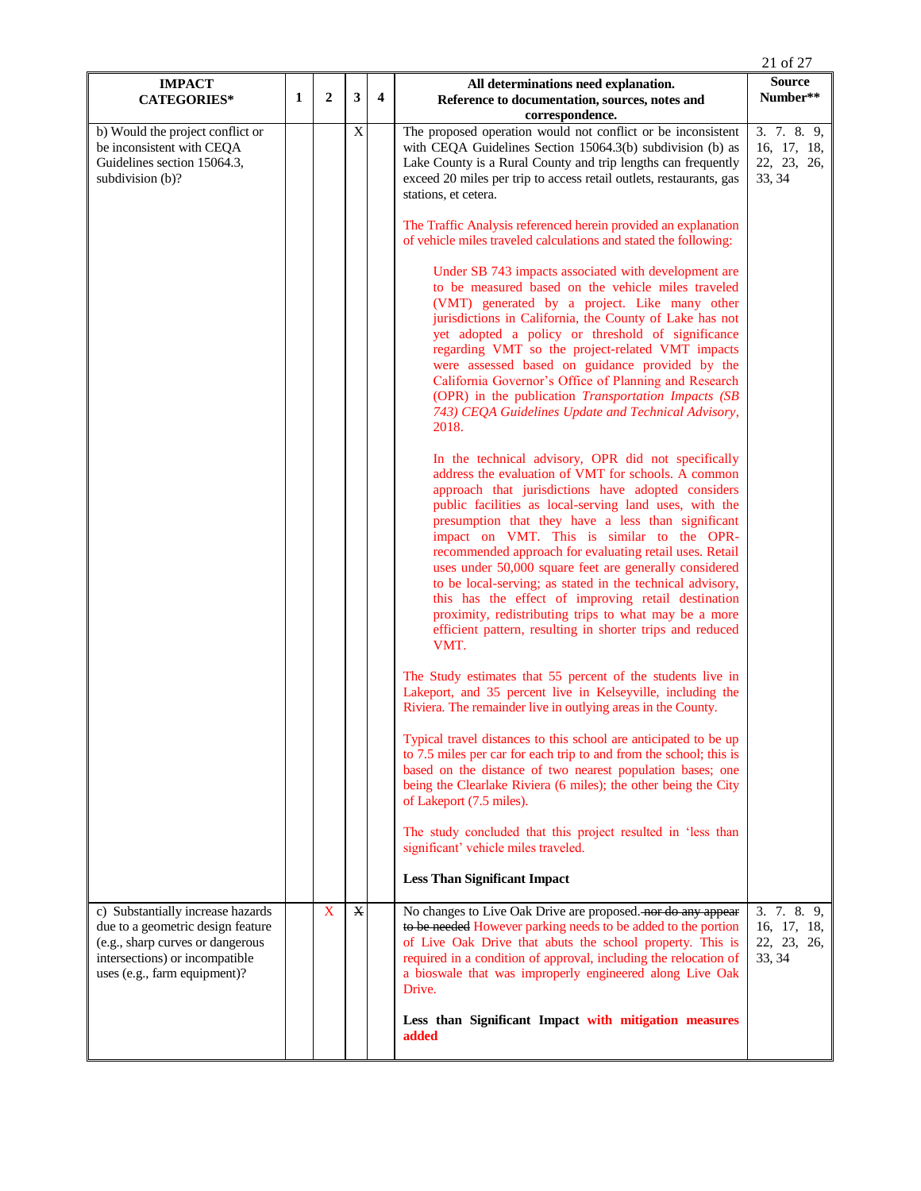| IMPACT CATEGORIES* | 1 | 2 | 3 | 4 | All determinations need explanation. Reference to documentation, sources, notes and correspondence. | Source Number** |
|---|---|---|---|---|---|---|
| b) Would the project conflict or be inconsistent with CEQA Guidelines section 15064.3, subdivision (b)? | | | X | | The proposed operation would not conflict or be inconsistent with CEQA Guidelines Section 15064.3(b) subdivision (b) as Lake County is a Rural County and trip lengths can frequently exceed 20 miles per trip to access retail outlets, restaurants, gas stations, et cetera.<br><br>The Traffic Analysis referenced herein provided an explanation of vehicle miles traveled calculations and stated the following:<br><br>Under SB 743 impacts associated with development are to be measured based on the vehicle miles traveled (VMT) generated by a project. Like many other jurisdictions in California, the County of Lake has not yet adopted a policy or threshold of significance regarding VMT so the project-related VMT impacts were assessed based on guidance provided by the California Governor's Office of Planning and Research (OPR) in the publication *Transportation Impacts (SB 743) CEQA Guidelines Update and Technical Advisory*, 2018.<br><br>In the technical advisory, OPR did not specifically address the evaluation of VMT for schools. A common approach that jurisdictions have adopted considers public facilities as local-serving land uses, with the presumption that they have a less than significant impact on VMT. This is similar to the OPR-recommended approach for evaluating retail uses. Retail uses under 50,000 square feet are generally considered to be local-serving; as stated in the technical advisory, this has the effect of improving retail destination proximity, redistributing trips to what may be a more efficient pattern, resulting in shorter trips and reduced VMT.<br><br>The Study estimates that 55 percent of the students live in Lakeport, and 35 percent live in Kelseyville, including the Riviera. The remainder live in outlying areas in the County.<br><br>Typical travel distances to this school are anticipated to be up to 7.5 miles per car for each trip to and from the school; this is based on the distance of two nearest population bases; one being the Clearlake Riviera (6 miles); the other being the City of Lakeport (7.5 miles).<br><br>The study concluded that this project resulted in 'less than significant' vehicle miles traveled.<br><br>**Less Than Significant Impact** | 3. 7. 8. 9, 16, 17, 18, 22, 23, 26, 33, 34 |
| c) Substantially increase hazards due to a geometric design feature (e.g., sharp curves or dangerous intersections) or incompatible uses (e.g., farm equipment)? | | X | ~~X~~ | | No changes to Live Oak Drive are proposed. ~~nor do any appear to be needed~~ However parking needs to be added to the portion of Live Oak Drive that abuts the school property. This is required in a condition of approval, including the relocation of a bioswale that was improperly engineered along Live Oak Drive.<br><br>**Less than Significant Impact with mitigation measures added** | 3. 7. 8. 9, 16, 17, 18, 22, 23, 26, 33, 34 |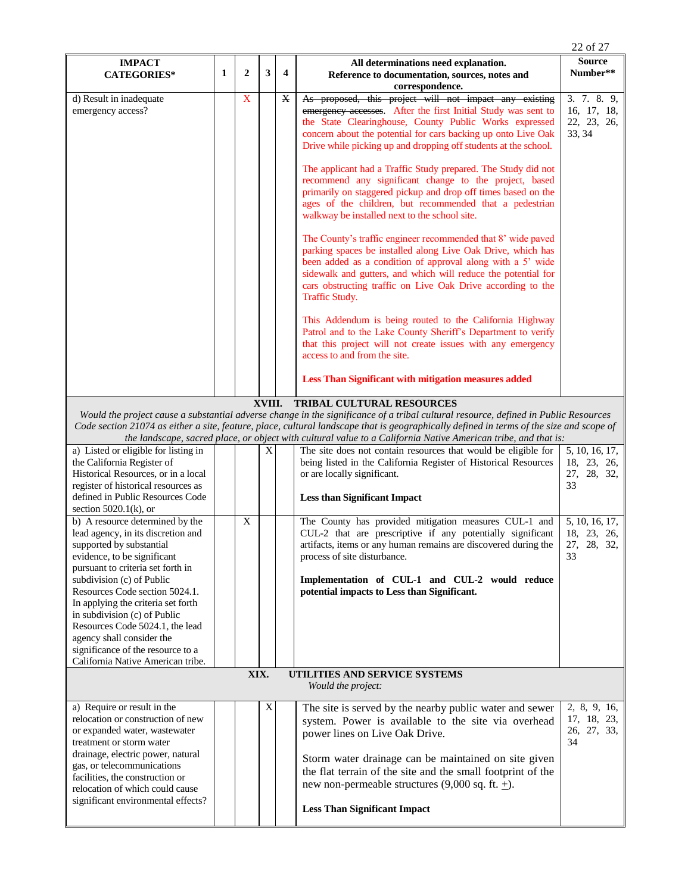| IMPACT CATEGORIES* | 1 | 2 | 3 | 4 | All determinations need explanation. Reference to documentation, sources, notes and correspondence. | Source Number** |
|---|---|---|---|---|---|---|
| d) Result in inadequate emergency access? | | X | | ~~X~~ | ~~As proposed, this project will not impact any existing emergency accesses.~~ After the first Initial Study was sent to the State Clearinghouse, County Public Works expressed concern about the potential for cars backing up onto Live Oak Drive while picking up and dropping off students at the school.<br><br>The applicant had a Traffic Study prepared. The Study did not recommend any significant change to the project, based primarily on staggered pickup and drop off times based on the ages of the children, but recommended that a pedestrian walkway be installed next to the school site.<br><br>The County's traffic engineer recommended that 8' wide paved parking spaces be installed along Live Oak Drive, which has been added as a condition of approval along with a 5' wide sidewalk and gutters, and which will reduce the potential for cars obstructing traffic on Live Oak Drive according to the Traffic Study.<br><br>This Addendum is being routed to the California Highway Patrol and to the Lake County Sheriff's Department to verify that this project will not create issues with any emergency access to and from the site.<br><br>**Less Than Significant with mitigation measures added** | 3. 7. 8. 9, 16, 17, 18, 22, 23, 26, 33, 34 |
| **XVIII. TRIBAL CULTURAL RESOURCES**<br>*Would the project cause a substantial adverse change in the significance of a tribal cultural resource, defined in Public Resources Code section 21074 as either a site, feature, place, cultural landscape that is geographically defined in terms of the size and scope of the landscape, sacred place, or object with cultural value to a California Native American tribe, and that is:* | | | | | | |
| a) Listed or eligible for listing in the California Register of Historical Resources, or in a local register of historical resources as defined in Public Resources Code section 5020.1(k), or | | | X | | The site does not contain resources that would be eligible for being listed in the California Register of Historical Resources or are locally significant.<br><br>**Less than Significant Impact** | 5, 10, 16, 17, 18, 23, 26, 27, 28, 32, 33 |
| b) A resource determined by the lead agency, in its discretion and supported by substantial evidence, to be significant pursuant to criteria set forth in subdivision (c) of Public Resources Code section 5024.1. In applying the criteria set forth in subdivision (c) of Public Resources Code 5024.1, the lead agency shall consider the significance of the resource to a California Native American tribe. | | X | | | The County has provided mitigation measures CUL-1 and CUL-2 that are prescriptive if any potentially significant artifacts, items or any human remains are discovered during the process of site disturbance.<br><br>**Implementation of CUL-1 and CUL-2 would reduce potential impacts to Less than Significant.** | 5, 10, 16, 17, 18, 23, 26, 27, 28, 32, 33 |
| **XIX. UTILITIES AND SERVICE SYSTEMS**<br>*Would the project:* | | | | | | |
| a) Require or result in the relocation or construction of new or expanded water, wastewater treatment or storm water drainage, electric power, natural gas, or telecommunications facilities, the construction or relocation of which could cause significant environmental effects? | | | X | | The site is served by the nearby public water and sewer system. Power is available to the site via overhead power lines on Live Oak Drive.<br><br>Storm water drainage can be maintained on site given the flat terrain of the site and the small footprint of the new non-permeable structures (9,000 sq. ft. ±).<br><br>**Less Than Significant Impact** | 2, 8, 9, 16, 17, 18, 23, 26, 27, 33, 34 |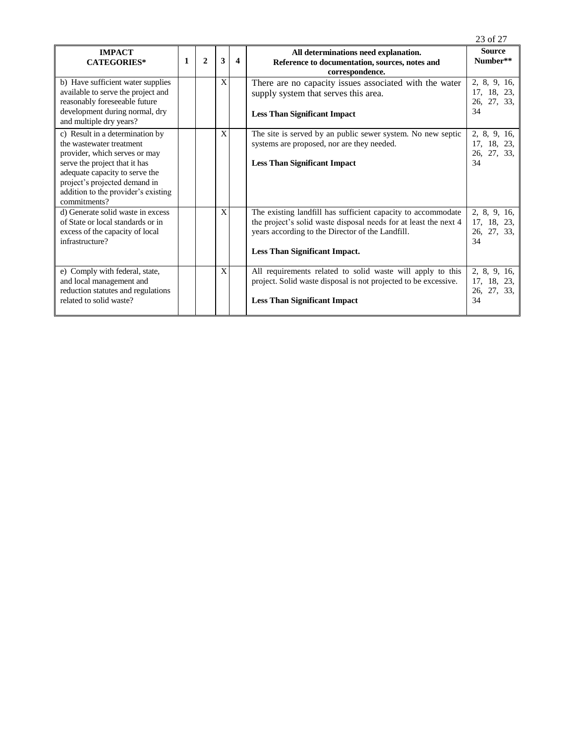| IMPACT CATEGORIES* | 1 | 2 | 3 | 4 | All determinations need explanation. Reference to documentation, sources, notes and correspondence. | Source Number** |
|---|---|---|---|---|---|---|
| b) Have sufficient water supplies available to serve the project and reasonably foreseeable future development during normal, dry and multiple dry years? | | | X | | There are no capacity issues associated with the water supply system that serves this area.<br><br>**Less Than Significant Impact** | 2, 8, 9, 16, 17, 18, 23, 26, 27, 33, 34 |
| c) Result in a determination by the wastewater treatment provider, which serves or may serve the project that it has adequate capacity to serve the project's projected demand in addition to the provider's existing commitments? | | | X | | The site is served by an public sewer system. No new septic systems are proposed, nor are they needed.<br><br>**Less Than Significant Impact** | 2, 8, 9, 16, 17, 18, 23, 26, 27, 33, 34 |
| d) Generate solid waste in excess of State or local standards or in excess of the capacity of local infrastructure? | | | X | | The existing landfill has sufficient capacity to accommodate the project's solid waste disposal needs for at least the next 4 years according to the Director of the Landfill.<br><br>**Less Than Significant Impact.** | 2, 8, 9, 16, 17, 18, 23, 26, 27, 33, 34 |
| e) Comply with federal, state, and local management and reduction statutes and regulations related to solid waste? | | | X | | All requirements related to solid waste will apply to this project. Solid waste disposal is not projected to be excessive.<br><br>**Less Than Significant Impact** | 2, 8, 9, 16, 17, 18, 23, 26, 27, 33, 34 |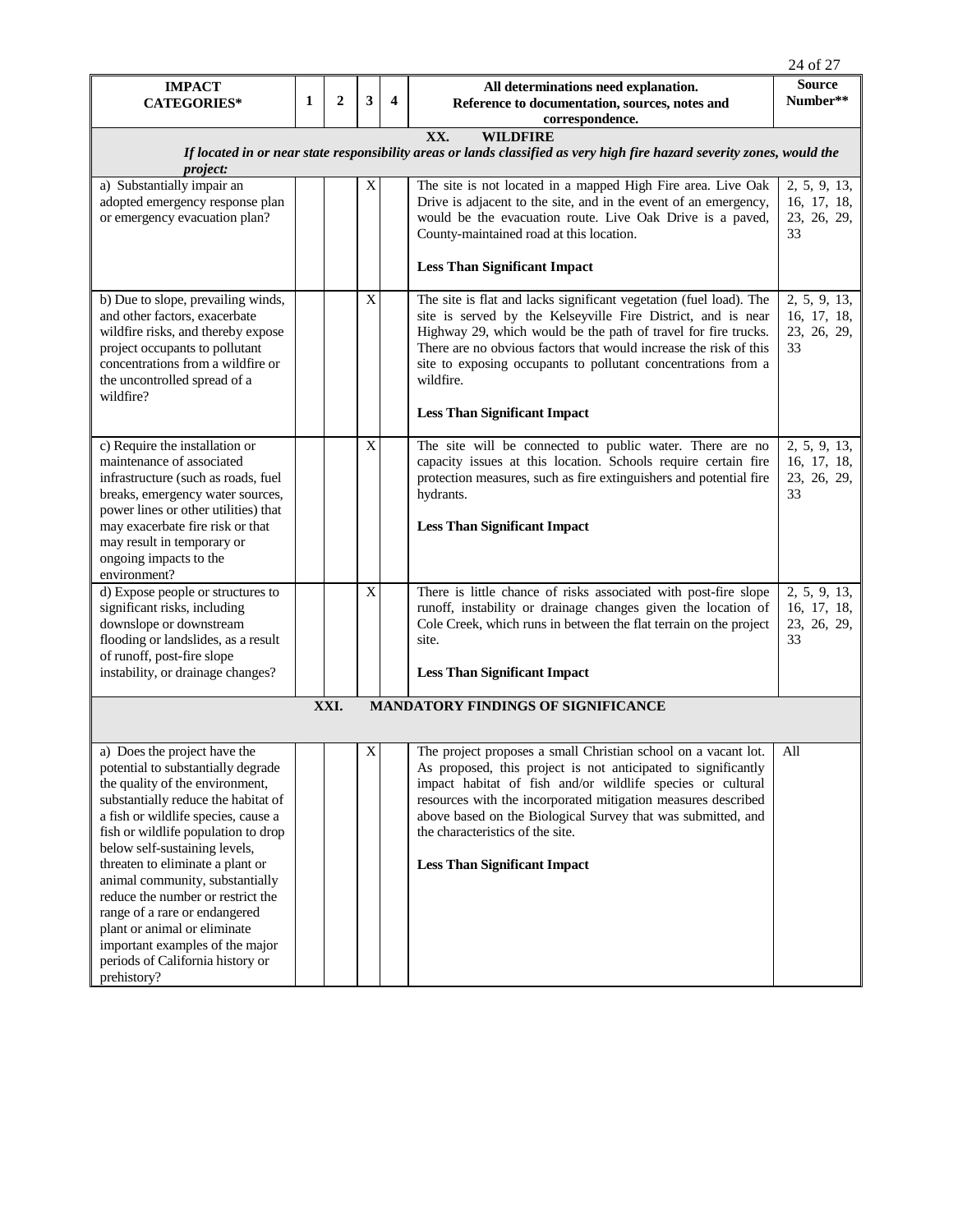| IMPACT CATEGORIES* | 1 | 2 | 3 | 4 | All determinations need explanation. Reference to documentation, sources, notes and correspondence. | Source Number** |
|---|---|---|---|---|---|---|
| **XX. WILDFIRE** *If located in or near state responsibility areas or lands classified as very high fire hazard severity zones, would the project:* | | | | | | |
| a) Substantially impair an adopted emergency response plan or emergency evacuation plan? | | | X | | The site is not located in a mapped High Fire area. Live Oak Drive is adjacent to the site, and in the event of an emergency, would be the evacuation route. Live Oak Drive is a paved, County-maintained road at this location. **Less Than Significant Impact** | 2, 5, 9, 13, 16, 17, 18, 23, 26, 29, 33 |
| b) Due to slope, prevailing winds, and other factors, exacerbate wildfire risks, and thereby expose project occupants to pollutant concentrations from a wildfire or the uncontrolled spread of a wildfire? | | | X | | The site is flat and lacks significant vegetation (fuel load). The site is served by the Kelseyville Fire District, and is near Highway 29, which would be the path of travel for fire trucks. There are no obvious factors that would increase the risk of this site to exposing occupants to pollutant concentrations from a wildfire. **Less Than Significant Impact** | 2, 5, 9, 13, 16, 17, 18, 23, 26, 29, 33 |
| c) Require the installation or maintenance of associated infrastructure (such as roads, fuel breaks, emergency water sources, power lines or other utilities) that may exacerbate fire risk or that may result in temporary or ongoing impacts to the environment? | | | X | | The site will be connected to public water. There are no capacity issues at this location. Schools require certain fire protection measures, such as fire extinguishers and potential fire hydrants. **Less Than Significant Impact** | 2, 5, 9, 13, 16, 17, 18, 23, 26, 29, 33 |
| d) Expose people or structures to significant risks, including downslope or downstream flooding or landslides, as a result of runoff, post-fire slope instability, or drainage changes? | | | X | | There is little chance of risks associated with post-fire slope runoff, instability or drainage changes given the location of Cole Creek, which runs in between the flat terrain on the project site. **Less Than Significant Impact** | 2, 5, 9, 13, 16, 17, 18, 23, 26, 29, 33 |
| **XXI. MANDATORY FINDINGS OF SIGNIFICANCE** | | | | | | |
| a) Does the project have the potential to substantially degrade the quality of the environment, substantially reduce the habitat of a fish or wildlife species, cause a fish or wildlife population to drop below self-sustaining levels, threaten to eliminate a plant or animal community, substantially reduce the number or restrict the range of a rare or endangered plant or animal or eliminate important examples of the major periods of California history or prehistory? | | | X | | The project proposes a small Christian school on a vacant lot. As proposed, this project is not anticipated to significantly impact habitat of fish and/or wildlife species or cultural resources with the incorporated mitigation measures described above based on the Biological Survey that was submitted, and the characteristics of the site. **Less Than Significant Impact** | All |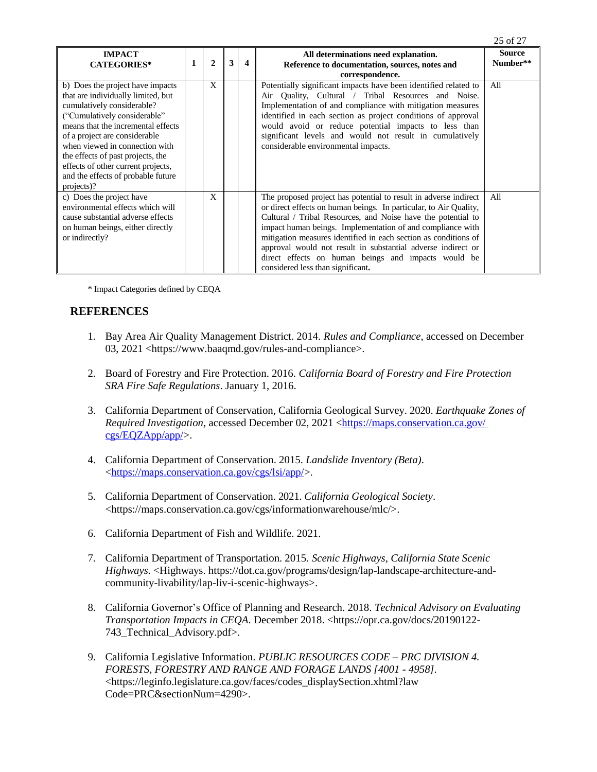| IMPACT CATEGORIES* | 1 | 2 | 3 | 4 | All determinations need explanation. Reference to documentation, sources, notes and correspondence. | Source Number** |
|---|---|---|---|---|---|---|
| b) Does the project have impacts that are individually limited, but cumulatively considerable? ("Cumulatively considerable" means that the incremental effects of a project are considerable when viewed in connection with the effects of past projects, the effects of other current projects, and the effects of probable future projects)? | | X | | | Potentially significant impacts have been identified related to Air Quality, Cultural / Tribal Resources and Noise. Implementation of and compliance with mitigation measures identified in each section as project conditions of approval would avoid or reduce potential impacts to less than significant levels and would not result in cumulatively considerable environmental impacts. | All |
| c) Does the project have environmental effects which will cause substantial adverse effects on human beings, either directly or indirectly? | | X | | | The proposed project has potential to result in adverse indirect or direct effects on human beings. In particular, to Air Quality, Cultural / Tribal Resources, and Noise have the potential to impact human beings. Implementation of and compliance with mitigation measures identified in each section as conditions of approval would not result in substantial adverse indirect or direct effects on human beings and impacts would be considered less than significant**.** | All |

\* Impact Categories defined by CEQA

## REFERENCES

1. Bay Area Air Quality Management District. 2014. *Rules and Compliance*, accessed on December 03, 2021 <https://www.baaqmd.gov/rules-and-compliance>.

2. Board of Forestry and Fire Protection. 2016. *California Board of Forestry and Fire Protection SRA Fire Safe Regulations*. January 1, 2016.

3. California Department of Conservation, California Geological Survey. 2020. *Earthquake Zones of Required Investigation*, accessed December 02, 2021 <https://maps.conservation.ca.gov/cgs/EQZApp/app/>.

4. California Department of Conservation. 2015. *Landslide Inventory (Beta)*. <https://maps.conservation.ca.gov/cgs/lsi/app/>.

5. California Department of Conservation. 2021. *California Geological Society*. <https://maps.conservation.ca.gov/cgs/informationwarehouse/mlc/>.

6. California Department of Fish and Wildlife. 2021.

7. California Department of Transportation. 2015. *Scenic Highways, California State Scenic Highways*. <Highways. https://dot.ca.gov/programs/design/lap-landscape-architecture-and-community-livability/lap-liv-i-scenic-highways>.

8. California Governor's Office of Planning and Research. 2018. *Technical Advisory on Evaluating Transportation Impacts in CEQA*. December 2018. <https://opr.ca.gov/docs/20190122-743_Technical_Advisory.pdf>.

9. California Legislative Information. *PUBLIC RESOURCES CODE – PRC DIVISION 4. FORESTS, FORESTRY AND RANGE AND FORAGE LANDS [4001 - 4958]*. <https://leginfo.legislature.ca.gov/faces/codes_displaySection.xhtml?lawCode=PRC&sectionNum=4290>.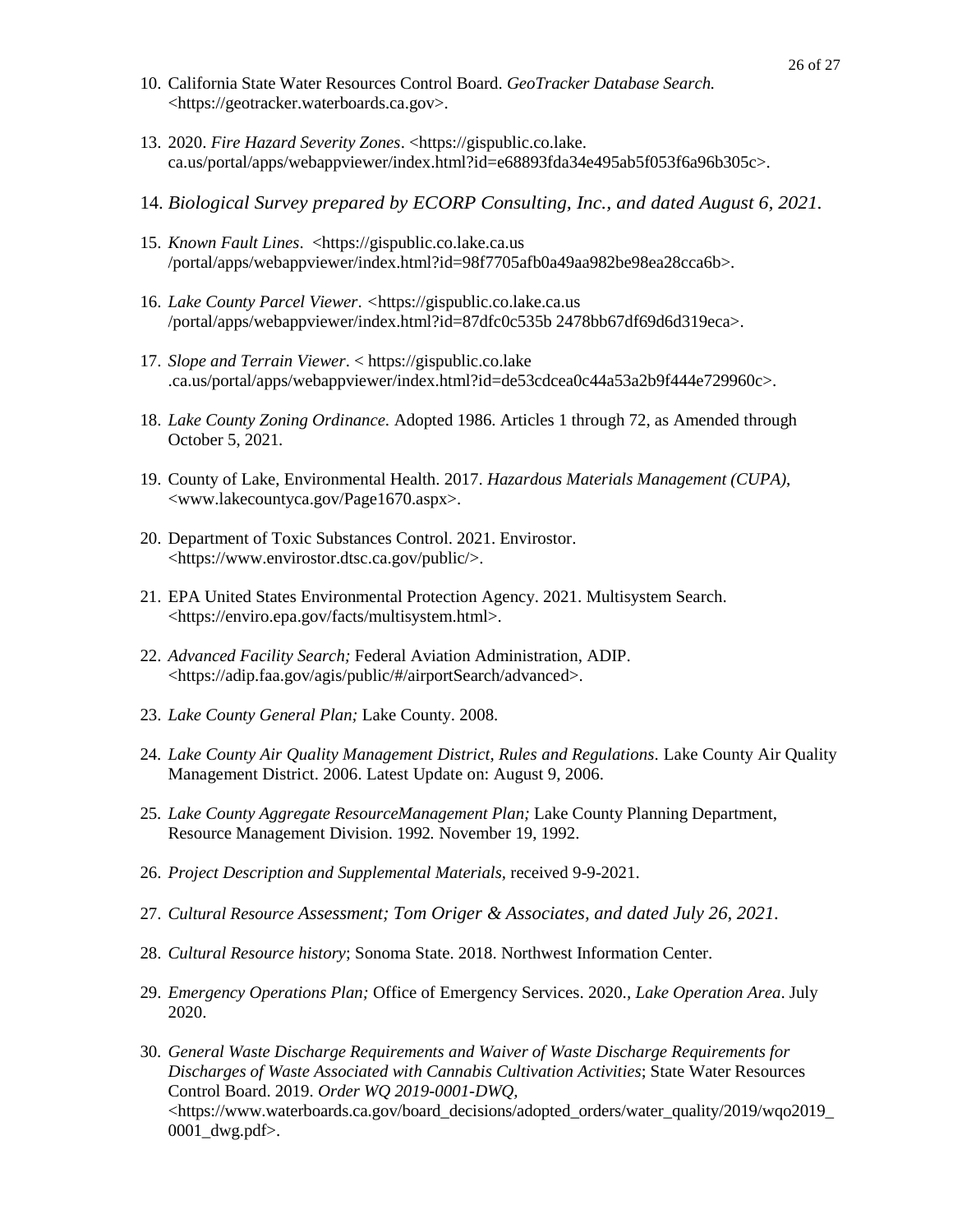10. California State Water Resources Control Board. *GeoTracker Database Search.* <https://geotracker.waterboards.ca.gov>.

13. 2020. *Fire Hazard Severity Zones*. <https://gispublic.co.lake.ca.us/portal/apps/webappviewer/index.html?id=e68893fda34e495ab5f053f6a96b305c>.

14. *Biological Survey prepared by ECORP Consulting, Inc., and dated August 6, 2021.*

15. *Known Fault Lines*. <https://gispublic.co.lake.ca.us/portal/apps/webappviewer/index.html?id=98f7705afb0a49aa982be98ea28cca6b>.

16. *Lake County Parcel Viewer*. <https://gispublic.co.lake.ca.us/portal/apps/webappviewer/index.html?id=87dfc0c535b 2478bb67df69d6d319eca>.

17. *Slope and Terrain Viewer*. < https://gispublic.co.lake.ca.us/portal/apps/webappviewer/index.html?id=de53cdcea0c44a53a2b9f444e729960c>.

18. *Lake County Zoning Ordinance.* Adopted 1986. Articles 1 through 72, as Amended through October 5, 2021.

19. County of Lake, Environmental Health. 2017. *Hazardous Materials Management (CUPA)*, <www.lakecountyca.gov/Page1670.aspx>.

20. Department of Toxic Substances Control. 2021. Envirostor. <https://www.envirostor.dtsc.ca.gov/public/>.

21. EPA United States Environmental Protection Agency. 2021. Multisystem Search. <https://enviro.epa.gov/facts/multisystem.html>.

22. *Advanced Facility Search;* Federal Aviation Administration, ADIP. <https://adip.faa.gov/agis/public/#/airportSearch/advanced>.

23. *Lake County General Plan;* Lake County. 2008.

24. *Lake County Air Quality Management District, Rules and Regulations*. Lake County Air Quality Management District. 2006. Latest Update on: August 9, 2006.

25. *Lake County Aggregate ResourceManagement Plan;* Lake County Planning Department, Resource Management Division. 1992*.* November 19, 1992.

26. *Project Description and Supplemental Materials*, received 9-9-2021.

27. *Cultural Resource Assessment; Tom Origer & Associates, and dated July 26, 2021.*

28. *Cultural Resource history*; Sonoma State. 2018. Northwest Information Center.

29. *Emergency Operations Plan;* Office of Emergency Services. 2020*., Lake Operation Area*. July 2020.

30. *General Waste Discharge Requirements and Waiver of Waste Discharge Requirements for Discharges of Waste Associated with Cannabis Cultivation Activities*; State Water Resources Control Board. 2019. *Order WQ 2019-0001-DWQ*, <https://www.waterboards.ca.gov/board_decisions/adopted_orders/water_quality/2019/wqo2019_0001_dwg.pdf>.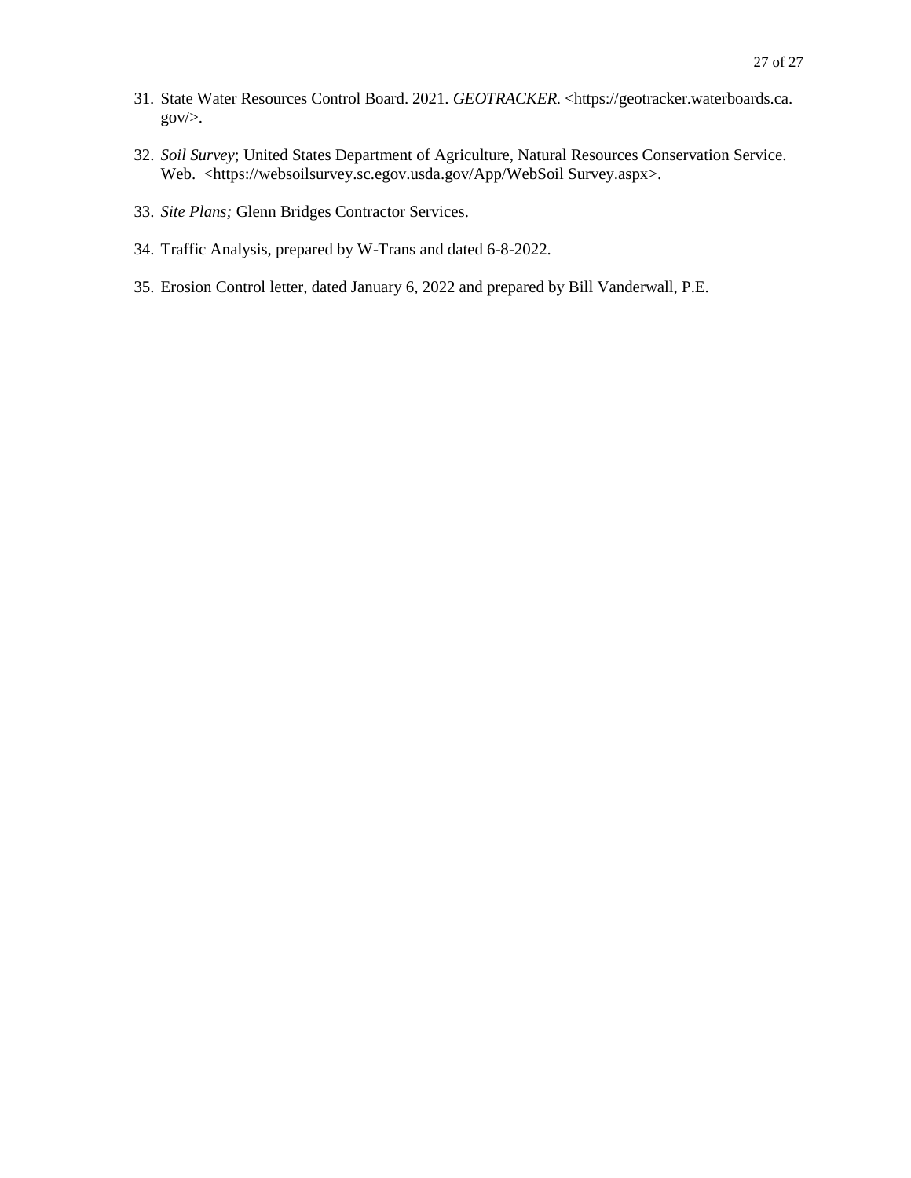31. State Water Resources Control Board. 2021. *GEOTRACKER.* <https://geotracker.waterboards.ca.gov/>.

32. *Soil Survey*; United States Department of Agriculture, Natural Resources Conservation Service. Web. <https://websoilsurvey.sc.egov.usda.gov/App/WebSoil Survey.aspx>.

33. *Site Plans;* Glenn Bridges Contractor Services.

34. Traffic Analysis, prepared by W-Trans and dated 6-8-2022.

35. Erosion Control letter, dated January 6, 2022 and prepared by Bill Vanderwall, P.E.